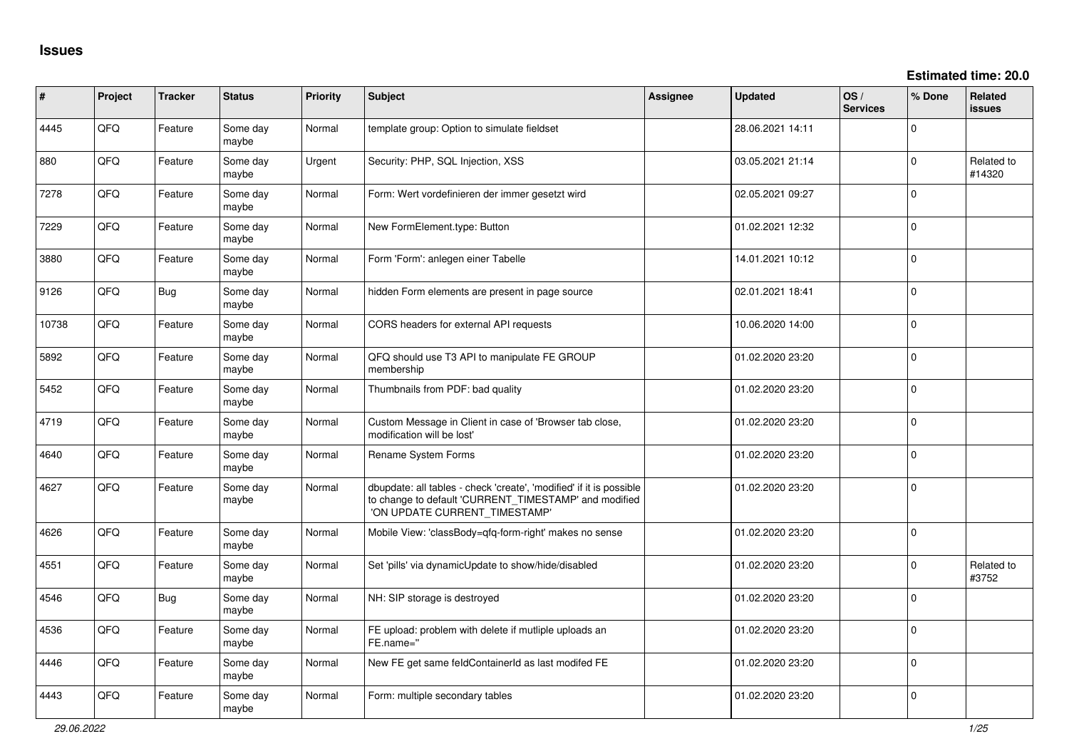# Issues

**Estimated time: 20.0**

| # | Project | Tracker | Status | Priority | Subject | Assignee | Updated | OS / Services | % Done | Related issues |
|---|---|---|---|---|---|---|---|---|---|---|
| 4445 | QFQ | Feature | Some day maybe | Normal | template group: Option to simulate fieldset | | 28.06.2021 14:11 | | 0 | |
| 880 | QFQ | Feature | Some day maybe | Urgent | Security: PHP, SQL Injection, XSS | | 03.05.2021 21:14 | | 0 | Related to #14320 |
| 7278 | QFQ | Feature | Some day maybe | Normal | Form: Wert vordefinieren der immer gesetzt wird | | 02.05.2021 09:27 | | 0 | |
| 7229 | QFQ | Feature | Some day maybe | Normal | New FormElement.type: Button | | 01.02.2021 12:32 | | 0 | |
| 3880 | QFQ | Feature | Some day maybe | Normal | Form 'Form': anlegen einer Tabelle | | 14.01.2021 10:12 | | 0 | |
| 9126 | QFQ | Bug | Some day maybe | Normal | hidden Form elements are present in page source | | 02.01.2021 18:41 | | 0 | |
| 10738 | QFQ | Feature | Some day maybe | Normal | CORS headers for external API requests | | 10.06.2020 14:00 | | 0 | |
| 5892 | QFQ | Feature | Some day maybe | Normal | QFQ should use T3 API to manipulate FE GROUP membership | | 01.02.2020 23:20 | | 0 | |
| 5452 | QFQ | Feature | Some day maybe | Normal | Thumbnails from PDF: bad quality | | 01.02.2020 23:20 | | 0 | |
| 4719 | QFQ | Feature | Some day maybe | Normal | Custom Message in Client in case of 'Browser tab close, modification will be lost' | | 01.02.2020 23:20 | | 0 | |
| 4640 | QFQ | Feature | Some day maybe | Normal | Rename System Forms | | 01.02.2020 23:20 | | 0 | |
| 4627 | QFQ | Feature | Some day maybe | Normal | dbupdate: all tables - check 'create', 'modified' if it is possible to change to default 'CURRENT_TIMESTAMP' and modified 'ON UPDATE CURRENT_TIMESTAMP' | | 01.02.2020 23:20 | | 0 | |
| 4626 | QFQ | Feature | Some day maybe | Normal | Mobile View: 'classBody=qfq-form-right' makes no sense | | 01.02.2020 23:20 | | 0 | |
| 4551 | QFQ | Feature | Some day maybe | Normal | Set 'pills' via dynamicUpdate to show/hide/disabled | | 01.02.2020 23:20 | | 0 | Related to #3752 |
| 4546 | QFQ | Bug | Some day maybe | Normal | NH: SIP storage is destroyed | | 01.02.2020 23:20 | | 0 | |
| 4536 | QFQ | Feature | Some day maybe | Normal | FE upload: problem with delete if mutliple uploads an FE.name='' | | 01.02.2020 23:20 | | 0 | |
| 4446 | QFQ | Feature | Some day maybe | Normal | New FE get same feldContainerId as last modifed FE | | 01.02.2020 23:20 | | 0 | |
| 4443 | QFQ | Feature | Some day maybe | Normal | Form: multiple secondary tables | | 01.02.2020 23:20 | | 0 | |

*29.06.2022*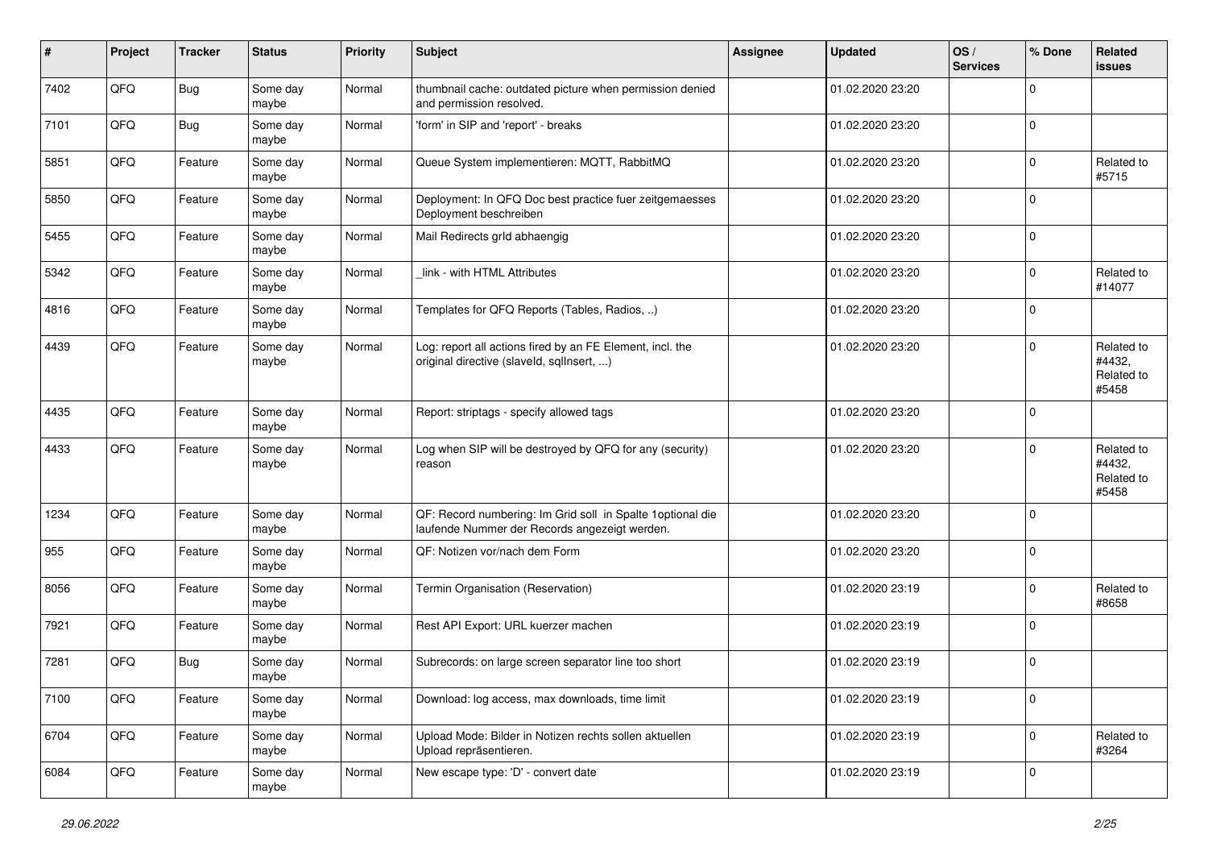| # | Project | Tracker | Status | Priority | Subject | Assignee | Updated | OS / Services | % Done | Related issues |
|---|---|---|---|---|---|---|---|---|---|---|
| 7402 | QFQ | Bug | Some day maybe | Normal | thumbnail cache: outdated picture when permission denied and permission resolved. | | 01.02.2020 23:20 | | 0 | |
| 7101 | QFQ | Bug | Some day maybe | Normal | 'form' in SIP and 'report' - breaks | | 01.02.2020 23:20 | | 0 | |
| 5851 | QFQ | Feature | Some day maybe | Normal | Queue System implementieren: MQTT, RabbitMQ | | 01.02.2020 23:20 | | 0 | Related to #5715 |
| 5850 | QFQ | Feature | Some day maybe | Normal | Deployment: In QFQ Doc best practice fuer zeitgemaesses Deployment beschreiben | | 01.02.2020 23:20 | | 0 | |
| 5455 | QFQ | Feature | Some day maybe | Normal | Mail Redirects grId abhaengig | | 01.02.2020 23:20 | | 0 | |
| 5342 | QFQ | Feature | Some day maybe | Normal | _link - with HTML Attributes | | 01.02.2020 23:20 | | 0 | Related to #14077 |
| 4816 | QFQ | Feature | Some day maybe | Normal | Templates for QFQ Reports (Tables, Radios, ..) | | 01.02.2020 23:20 | | 0 | |
| 4439 | QFQ | Feature | Some day maybe | Normal | Log: report all actions fired by an FE Element, incl. the original directive (slaveId, sqlInsert, ...) | | 01.02.2020 23:20 | | 0 | Related to #4432, Related to #5458 |
| 4435 | QFQ | Feature | Some day maybe | Normal | Report: striptags - specify allowed tags | | 01.02.2020 23:20 | | 0 | |
| 4433 | QFQ | Feature | Some day maybe | Normal | Log when SIP will be destroyed by QFQ for any (security) reason | | 01.02.2020 23:20 | | 0 | Related to #4432, Related to #5458 |
| 1234 | QFQ | Feature | Some day maybe | Normal | QF: Record numbering: Im Grid soll in Spalte 1optional die laufende Nummer der Records angezeigt werden. | | 01.02.2020 23:20 | | 0 | |
| 955 | QFQ | Feature | Some day maybe | Normal | QF: Notizen vor/nach dem Form | | 01.02.2020 23:20 | | 0 | |
| 8056 | QFQ | Feature | Some day maybe | Normal | Termin Organisation (Reservation) | | 01.02.2020 23:19 | | 0 | Related to #8658 |
| 7921 | QFQ | Feature | Some day maybe | Normal | Rest API Export: URL kuerzer machen | | 01.02.2020 23:19 | | 0 | |
| 7281 | QFQ | Bug | Some day maybe | Normal | Subrecords: on large screen separator line too short | | 01.02.2020 23:19 | | 0 | |
| 7100 | QFQ | Feature | Some day maybe | Normal | Download: log access, max downloads, time limit | | 01.02.2020 23:19 | | 0 | |
| 6704 | QFQ | Feature | Some day maybe | Normal | Upload Mode: Bilder in Notizen rechts sollen aktuellen Upload repräsentieren. | | 01.02.2020 23:19 | | 0 | Related to #3264 |
| 6084 | QFQ | Feature | Some day maybe | Normal | New escape type: 'D' - convert date | | 01.02.2020 23:19 | | 0 | |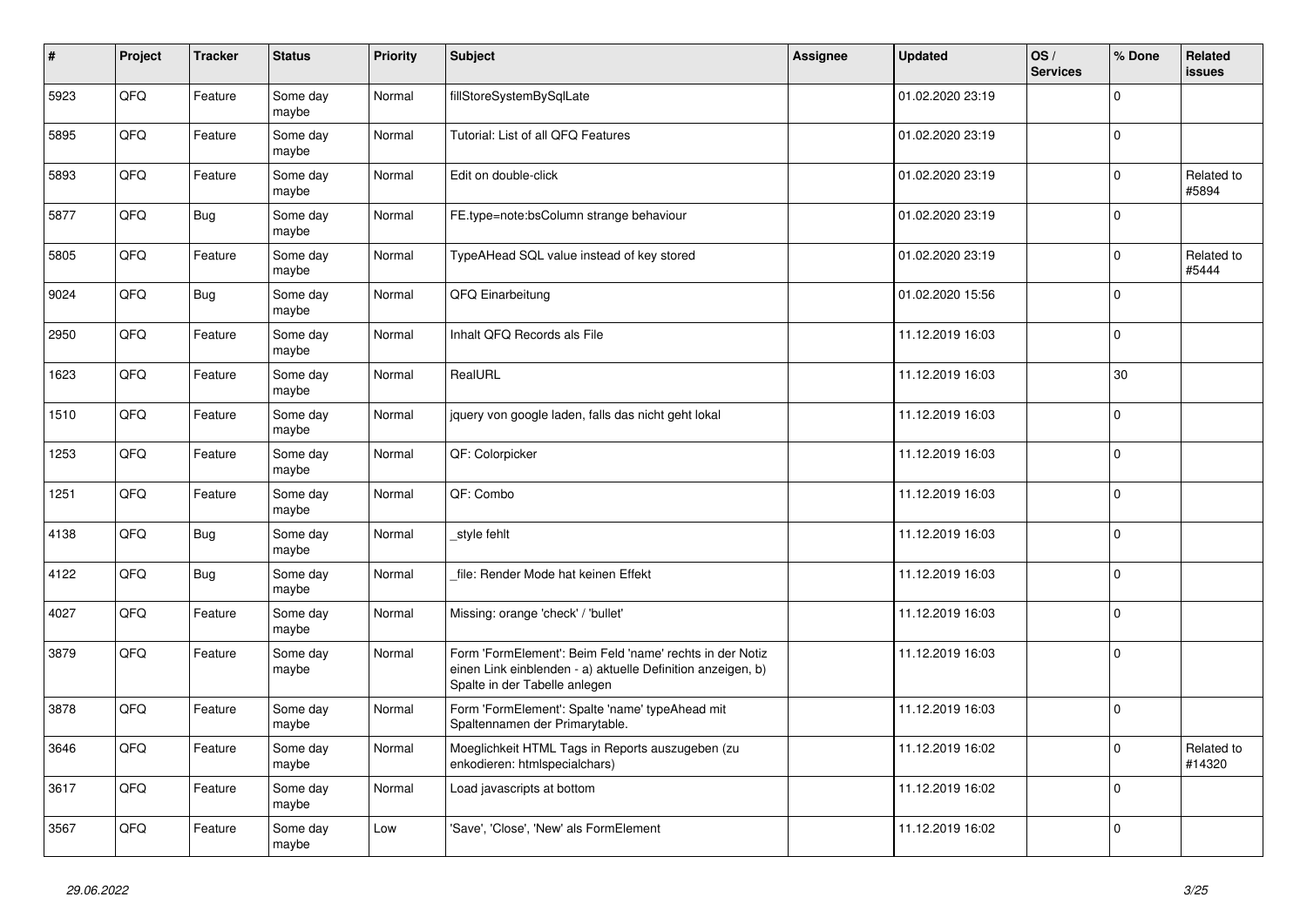| # | Project | Tracker | Status | Priority | Subject | Assignee | Updated | OS / Services | % Done | Related issues |
|---|---|---|---|---|---|---|---|---|---|---|
| 5923 | QFQ | Feature | Some day maybe | Normal | fillStoreSystemBySqlLate | | 01.02.2020 23:19 | | 0 | |
| 5895 | QFQ | Feature | Some day maybe | Normal | Tutorial: List of all QFQ Features | | 01.02.2020 23:19 | | 0 | |
| 5893 | QFQ | Feature | Some day maybe | Normal | Edit on double-click | | 01.02.2020 23:19 | | 0 | Related to #5894 |
| 5877 | QFQ | Bug | Some day maybe | Normal | FE.type=note:bsColumn strange behaviour | | 01.02.2020 23:19 | | 0 | |
| 5805 | QFQ | Feature | Some day maybe | Normal | TypeAHead SQL value instead of key stored | | 01.02.2020 23:19 | | 0 | Related to #5444 |
| 9024 | QFQ | Bug | Some day maybe | Normal | QFQ Einarbeitung | | 01.02.2020 15:56 | | 0 | |
| 2950 | QFQ | Feature | Some day maybe | Normal | Inhalt QFQ Records als File | | 11.12.2019 16:03 | | 0 | |
| 1623 | QFQ | Feature | Some day maybe | Normal | RealURL | | 11.12.2019 16:03 | | 30 | |
| 1510 | QFQ | Feature | Some day maybe | Normal | jquery von google laden, falls das nicht geht lokal | | 11.12.2019 16:03 | | 0 | |
| 1253 | QFQ | Feature | Some day maybe | Normal | QF: Colorpicker | | 11.12.2019 16:03 | | 0 | |
| 1251 | QFQ | Feature | Some day maybe | Normal | QF: Combo | | 11.12.2019 16:03 | | 0 | |
| 4138 | QFQ | Bug | Some day maybe | Normal | _style fehlt | | 11.12.2019 16:03 | | 0 | |
| 4122 | QFQ | Bug | Some day maybe | Normal | _file: Render Mode hat keinen Effekt | | 11.12.2019 16:03 | | 0 | |
| 4027 | QFQ | Feature | Some day maybe | Normal | Missing: orange 'check' / 'bullet' | | 11.12.2019 16:03 | | 0 | |
| 3879 | QFQ | Feature | Some day maybe | Normal | Form 'FormElement': Beim Feld 'name' rechts in der Notiz einen Link einblenden - a) aktuelle Definition anzeigen, b) Spalte in der Tabelle anlegen | | 11.12.2019 16:03 | | 0 | |
| 3878 | QFQ | Feature | Some day maybe | Normal | Form 'FormElement': Spalte 'name' typeAhead mit Spaltennamen der Primarytable. | | 11.12.2019 16:03 | | 0 | |
| 3646 | QFQ | Feature | Some day maybe | Normal | Moeglichkeit HTML Tags in Reports auszugeben (zu enkodieren: htmlspecialchars) | | 11.12.2019 16:02 | | 0 | Related to #14320 |
| 3617 | QFQ | Feature | Some day maybe | Normal | Load javascripts at bottom | | 11.12.2019 16:02 | | 0 | |
| 3567 | QFQ | Feature | Some day maybe | Low | 'Save', 'Close', 'New' als FormElement | | 11.12.2019 16:02 | | 0 | |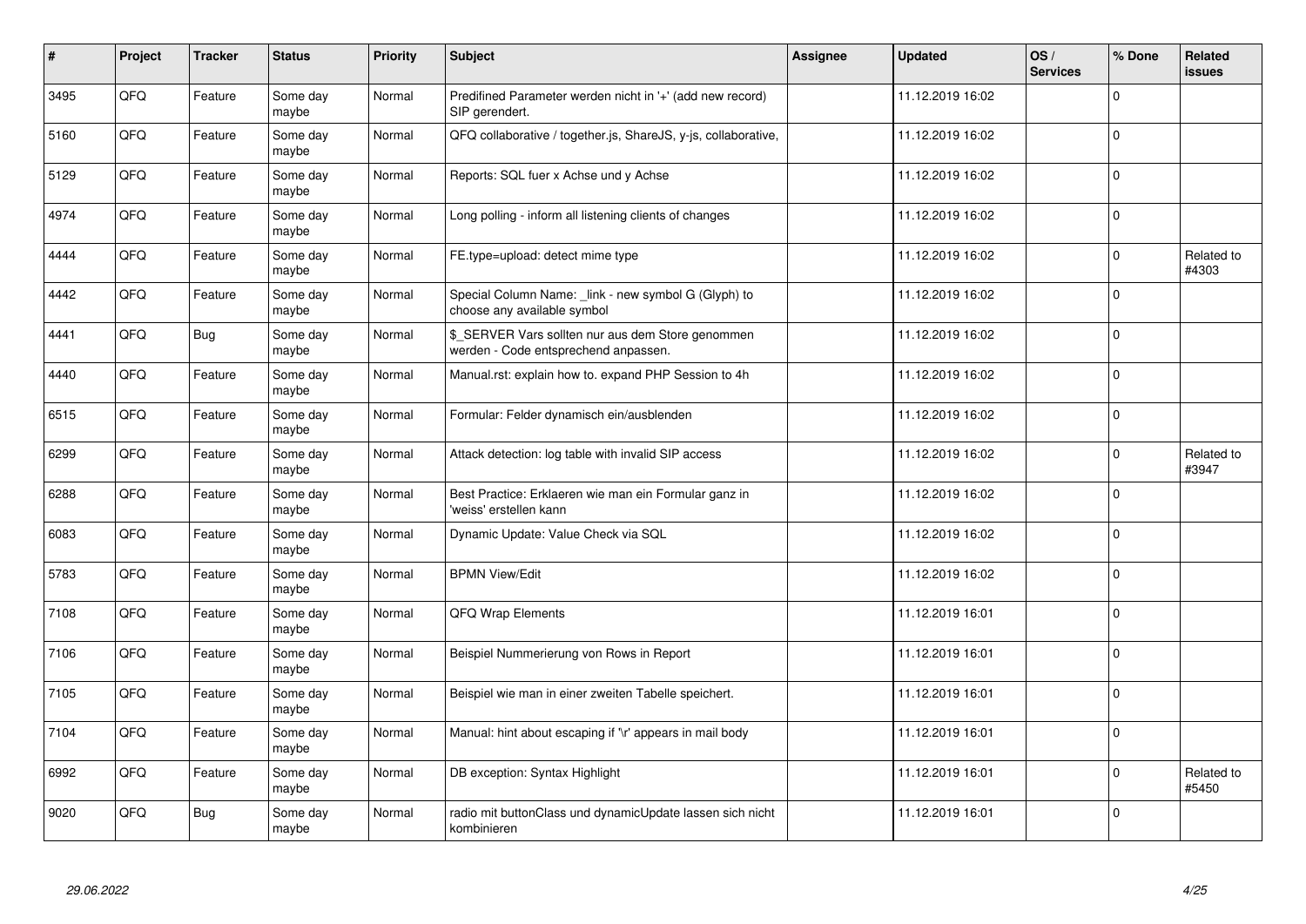| # | Project | Tracker | Status | Priority | Subject | Assignee | Updated | OS / Services | % Done | Related issues |
|---|---|---|---|---|---|---|---|---|---|---|
| 3495 | QFQ | Feature | Some day maybe | Normal | Predifined Parameter werden nicht in '+' (add new record) SIP gerendert. | | 11.12.2019 16:02 | | 0 | |
| 5160 | QFQ | Feature | Some day maybe | Normal | QFQ collaborative / together.js, ShareJS, y-js, collaborative, | | 11.12.2019 16:02 | | 0 | |
| 5129 | QFQ | Feature | Some day maybe | Normal | Reports: SQL fuer x Achse und y Achse | | 11.12.2019 16:02 | | 0 | |
| 4974 | QFQ | Feature | Some day maybe | Normal | Long polling - inform all listening clients of changes | | 11.12.2019 16:02 | | 0 | |
| 4444 | QFQ | Feature | Some day maybe | Normal | FE.type=upload: detect mime type | | 11.12.2019 16:02 | | 0 | Related to #4303 |
| 4442 | QFQ | Feature | Some day maybe | Normal | Special Column Name: _link - new symbol G (Glyph) to choose any available symbol | | 11.12.2019 16:02 | | 0 | |
| 4441 | QFQ | Bug | Some day maybe | Normal | $_SERVER Vars sollten nur aus dem Store genommen werden - Code entsprechend anpassen. | | 11.12.2019 16:02 | | 0 | |
| 4440 | QFQ | Feature | Some day maybe | Normal | Manual.rst: explain how to. expand PHP Session to 4h | | 11.12.2019 16:02 | | 0 | |
| 6515 | QFQ | Feature | Some day maybe | Normal | Formular: Felder dynamisch ein/ausblenden | | 11.12.2019 16:02 | | 0 | |
| 6299 | QFQ | Feature | Some day maybe | Normal | Attack detection: log table with invalid SIP access | | 11.12.2019 16:02 | | 0 | Related to #3947 |
| 6288 | QFQ | Feature | Some day maybe | Normal | Best Practice: Erklaeren wie man ein Formular ganz in 'weiss' erstellen kann | | 11.12.2019 16:02 | | 0 | |
| 6083 | QFQ | Feature | Some day maybe | Normal | Dynamic Update: Value Check via SQL | | 11.12.2019 16:02 | | 0 | |
| 5783 | QFQ | Feature | Some day maybe | Normal | BPMN View/Edit | | 11.12.2019 16:02 | | 0 | |
| 7108 | QFQ | Feature | Some day maybe | Normal | QFQ Wrap Elements | | 11.12.2019 16:01 | | 0 | |
| 7106 | QFQ | Feature | Some day maybe | Normal | Beispiel Nummerierung von Rows in Report | | 11.12.2019 16:01 | | 0 | |
| 7105 | QFQ | Feature | Some day maybe | Normal | Beispiel wie man in einer zweiten Tabelle speichert. | | 11.12.2019 16:01 | | 0 | |
| 7104 | QFQ | Feature | Some day maybe | Normal | Manual: hint about escaping if '\r' appears in mail body | | 11.12.2019 16:01 | | 0 | |
| 6992 | QFQ | Feature | Some day maybe | Normal | DB exception: Syntax Highlight | | 11.12.2019 16:01 | | 0 | Related to #5450 |
| 9020 | QFQ | Bug | Some day maybe | Normal | radio mit buttonClass und dynamicUpdate lassen sich nicht kombinieren | | 11.12.2019 16:01 | | 0 | |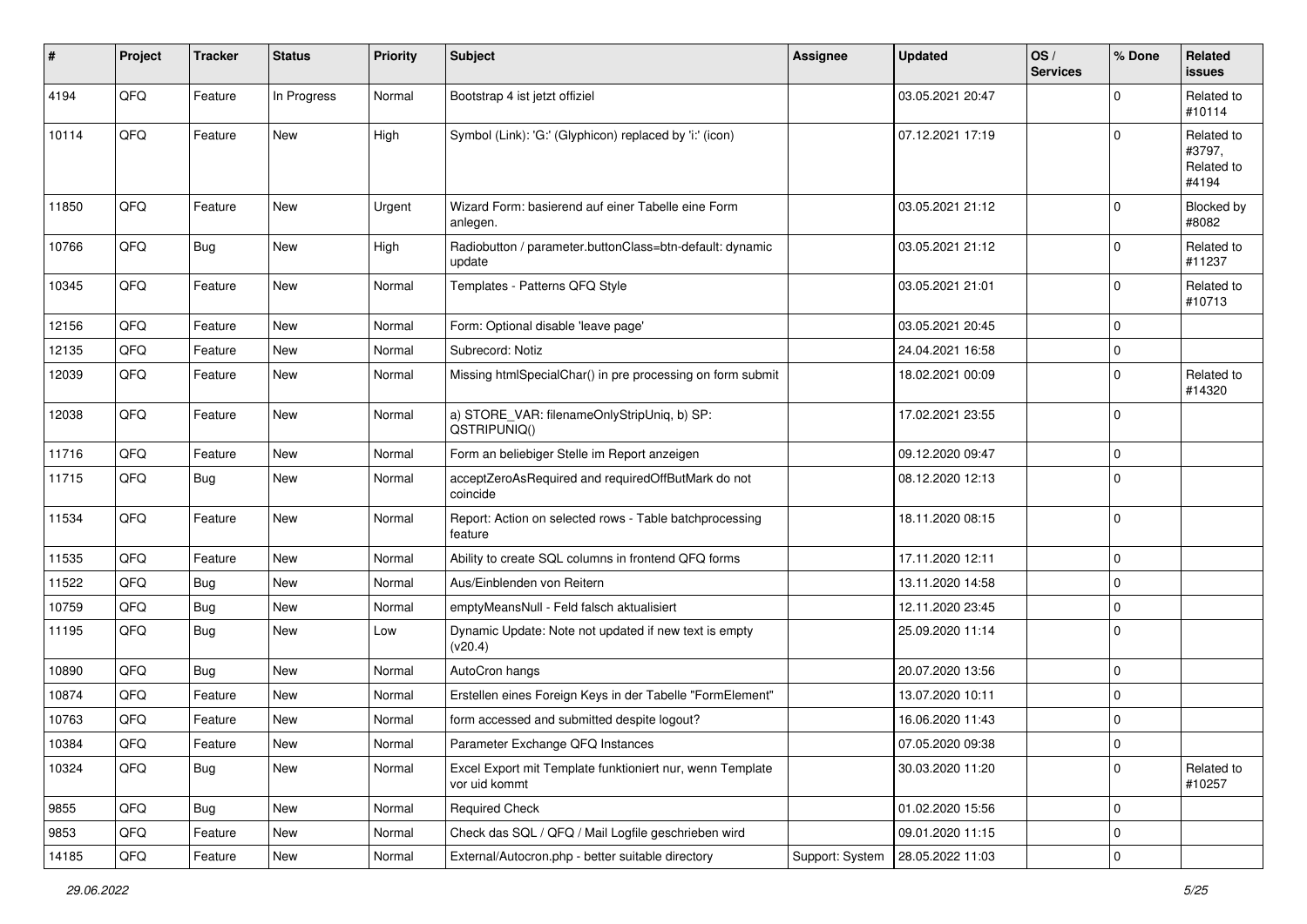| # | Project | Tracker | Status | Priority | Subject | Assignee | Updated | OS / Services | % Done | Related issues |
|---|---|---|---|---|---|---|---|---|---|---|
| 4194 | QFQ | Feature | In Progress | Normal | Bootstrap 4 ist jetzt offiziel | | 03.05.2021 20:47 | | 0 | Related to #10114 |
| 10114 | QFQ | Feature | New | High | Symbol (Link): 'G:' (Glyphicon) replaced by 'i:' (icon) | | 07.12.2021 17:19 | | 0 | Related to #3797, Related to #4194 |
| 11850 | QFQ | Feature | New | Urgent | Wizard Form: basierend auf einer Tabelle eine Form anlegen. | | 03.05.2021 21:12 | | 0 | Blocked by #8082 |
| 10766 | QFQ | Bug | New | High | Radiobutton / parameter.buttonClass=btn-default: dynamic update | | 03.05.2021 21:12 | | 0 | Related to #11237 |
| 10345 | QFQ | Feature | New | Normal | Templates - Patterns QFQ Style | | 03.05.2021 21:01 | | 0 | Related to #10713 |
| 12156 | QFQ | Feature | New | Normal | Form: Optional disable 'leave page' | | 03.05.2021 20:45 | | 0 | |
| 12135 | QFQ | Feature | New | Normal | Subrecord: Notiz | | 24.04.2021 16:58 | | 0 | |
| 12039 | QFQ | Feature | New | Normal | Missing htmlSpecialChar() in pre processing on form submit | | 18.02.2021 00:09 | | 0 | Related to #14320 |
| 12038 | QFQ | Feature | New | Normal | a) STORE_VAR: filenameOnlyStripUniq, b) SP: QSTRIPUNIQ() | | 17.02.2021 23:55 | | 0 | |
| 11716 | QFQ | Feature | New | Normal | Form an beliebiger Stelle im Report anzeigen | | 09.12.2020 09:47 | | 0 | |
| 11715 | QFQ | Bug | New | Normal | acceptZeroAsRequired and requiredOffButMark do not coincide | | 08.12.2020 12:13 | | 0 | |
| 11534 | QFQ | Feature | New | Normal | Report: Action on selected rows - Table batchprocessing feature | | 18.11.2020 08:15 | | 0 | |
| 11535 | QFQ | Feature | New | Normal | Ability to create SQL columns in frontend QFQ forms | | 17.11.2020 12:11 | | 0 | |
| 11522 | QFQ | Bug | New | Normal | Aus/Einblenden von Reitern | | 13.11.2020 14:58 | | 0 | |
| 10759 | QFQ | Bug | New | Normal | emptyMeansNull - Feld falsch aktualisiert | | 12.11.2020 23:45 | | 0 | |
| 11195 | QFQ | Bug | New | Low | Dynamic Update: Note not updated if new text is empty (v20.4) | | 25.09.2020 11:14 | | 0 | |
| 10890 | QFQ | Bug | New | Normal | AutoCron hangs | | 20.07.2020 13:56 | | 0 | |
| 10874 | QFQ | Feature | New | Normal | Erstellen eines Foreign Keys in der Tabelle "FormElement" | | 13.07.2020 10:11 | | 0 | |
| 10763 | QFQ | Feature | New | Normal | form accessed and submitted despite logout? | | 16.06.2020 11:43 | | 0 | |
| 10384 | QFQ | Feature | New | Normal | Parameter Exchange QFQ Instances | | 07.05.2020 09:38 | | 0 | |
| 10324 | QFQ | Bug | New | Normal | Excel Export mit Template funktioniert nur, wenn Template vor uid kommt | | 30.03.2020 11:20 | | 0 | Related to #10257 |
| 9855 | QFQ | Bug | New | Normal | Required Check | | 01.02.2020 15:56 | | 0 | |
| 9853 | QFQ | Feature | New | Normal | Check das SQL / QFQ / Mail Logfile geschrieben wird | | 09.01.2020 11:15 | | 0 | |
| 14185 | QFQ | Feature | New | Normal | External/Autocron.php - better suitable directory | Support: System | 28.05.2022 11:03 | | 0 | |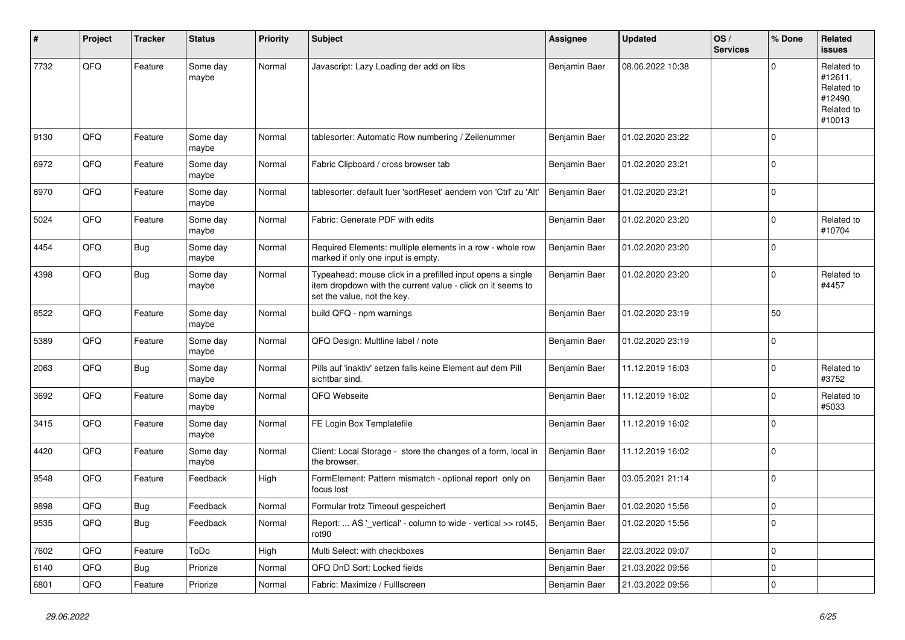| # | Project | Tracker | Status | Priority | Subject | Assignee | Updated | OS / Services | % Done | Related issues |
|---|---|---|---|---|---|---|---|---|---|---|
| 7732 | QFQ | Feature | Some day maybe | Normal | Javascript: Lazy Loading der add on libs | Benjamin Baer | 08.06.2022 10:38 | | 0 | Related to #12611, Related to #12490, Related to #10013 |
| 9130 | QFQ | Feature | Some day maybe | Normal | tablesorter: Automatic Row numbering / Zeilenummer | Benjamin Baer | 01.02.2020 23:22 | | 0 | |
| 6972 | QFQ | Feature | Some day maybe | Normal | Fabric Clipboard / cross browser tab | Benjamin Baer | 01.02.2020 23:21 | | 0 | |
| 6970 | QFQ | Feature | Some day maybe | Normal | tablesorter: default fuer 'sortReset' aendern von 'Ctrl' zu 'Alt' | Benjamin Baer | 01.02.2020 23:21 | | 0 | |
| 5024 | QFQ | Feature | Some day maybe | Normal | Fabric: Generate PDF with edits | Benjamin Baer | 01.02.2020 23:20 | | 0 | Related to #10704 |
| 4454 | QFQ | Bug | Some day maybe | Normal | Required Elements: multiple elements in a row - whole row marked if only one input is empty. | Benjamin Baer | 01.02.2020 23:20 | | 0 | |
| 4398 | QFQ | Bug | Some day maybe | Normal | Typeahead: mouse click in a prefilled input opens a single item dropdown with the current value - click on it seems to set the value, not the key. | Benjamin Baer | 01.02.2020 23:20 | | 0 | Related to #4457 |
| 8522 | QFQ | Feature | Some day maybe | Normal | build QFQ - npm warnings | Benjamin Baer | 01.02.2020 23:19 | | 50 | |
| 5389 | QFQ | Feature | Some day maybe | Normal | QFQ Design: Multline label / note | Benjamin Baer | 01.02.2020 23:19 | | 0 | |
| 2063 | QFQ | Bug | Some day maybe | Normal | Pills auf 'inaktiv' setzen falls keine Element auf dem Pill sichtbar sind. | Benjamin Baer | 11.12.2019 16:03 | | 0 | Related to #3752 |
| 3692 | QFQ | Feature | Some day maybe | Normal | QFQ Webseite | Benjamin Baer | 11.12.2019 16:02 | | 0 | Related to #5033 |
| 3415 | QFQ | Feature | Some day maybe | Normal | FE Login Box Templatefile | Benjamin Baer | 11.12.2019 16:02 | | 0 | |
| 4420 | QFQ | Feature | Some day maybe | Normal | Client: Local Storage - store the changes of a form, local in the browser. | Benjamin Baer | 11.12.2019 16:02 | | 0 | |
| 9548 | QFQ | Feature | Feedback | High | FormElement: Pattern mismatch - optional report only on focus lost | Benjamin Baer | 03.05.2021 21:14 | | 0 | |
| 9898 | QFQ | Bug | Feedback | Normal | Formular trotz Timeout gespeichert | Benjamin Baer | 01.02.2020 15:56 | | 0 | |
| 9535 | QFQ | Bug | Feedback | Normal | Report: ... AS '_vertical' - column to wide - vertical >> rot45, rot90 | Benjamin Baer | 01.02.2020 15:56 | | 0 | |
| 7602 | QFQ | Feature | ToDo | High | Multi Select: with checkboxes | Benjamin Baer | 22.03.2022 09:07 | | 0 | |
| 6140 | QFQ | Bug | Priorize | Normal | QFQ DnD Sort: Locked fields | Benjamin Baer | 21.03.2022 09:56 | | 0 | |
| 6801 | QFQ | Feature | Priorize | Normal | Fabric: Maximize / Fulllscreen | Benjamin Baer | 21.03.2022 09:56 | | 0 | |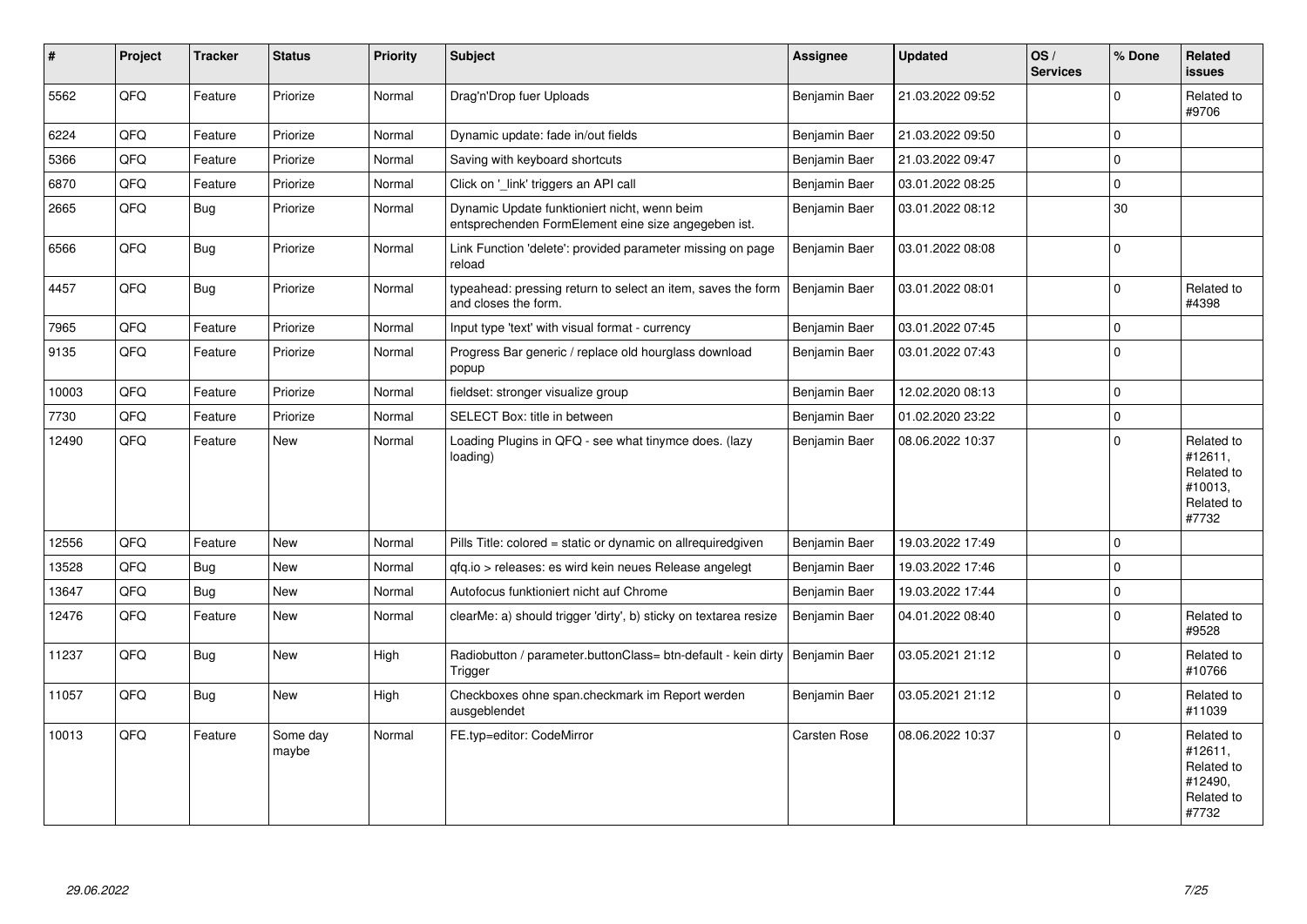| # | Project | Tracker | Status | Priority | Subject | Assignee | Updated | OS / Services | % Done | Related issues |
|---|---|---|---|---|---|---|---|---|---|---|
| 5562 | QFQ | Feature | Priorize | Normal | Drag'n'Drop fuer Uploads | Benjamin Baer | 21.03.2022 09:52 | | 0 | Related to #9706 |
| 6224 | QFQ | Feature | Priorize | Normal | Dynamic update: fade in/out fields | Benjamin Baer | 21.03.2022 09:50 | | 0 | |
| 5366 | QFQ | Feature | Priorize | Normal | Saving with keyboard shortcuts | Benjamin Baer | 21.03.2022 09:47 | | 0 | |
| 6870 | QFQ | Feature | Priorize | Normal | Click on '_link' triggers an API call | Benjamin Baer | 03.01.2022 08:25 | | 0 | |
| 2665 | QFQ | Bug | Priorize | Normal | Dynamic Update funktioniert nicht, wenn beim entsprechenden FormElement eine size angegeben ist. | Benjamin Baer | 03.01.2022 08:12 | | 30 | |
| 6566 | QFQ | Bug | Priorize | Normal | Link Function 'delete': provided parameter missing on page reload | Benjamin Baer | 03.01.2022 08:08 | | 0 | |
| 4457 | QFQ | Bug | Priorize | Normal | typeahead: pressing return to select an item, saves the form and closes the form. | Benjamin Baer | 03.01.2022 08:01 | | 0 | Related to #4398 |
| 7965 | QFQ | Feature | Priorize | Normal | Input type 'text' with visual format - currency | Benjamin Baer | 03.01.2022 07:45 | | 0 | |
| 9135 | QFQ | Feature | Priorize | Normal | Progress Bar generic / replace old hourglass download popup | Benjamin Baer | 03.01.2022 07:43 | | 0 | |
| 10003 | QFQ | Feature | Priorize | Normal | fieldset: stronger visualize group | Benjamin Baer | 12.02.2020 08:13 | | 0 | |
| 7730 | QFQ | Feature | Priorize | Normal | SELECT Box: title in between | Benjamin Baer | 01.02.2020 23:22 | | 0 | |
| 12490 | QFQ | Feature | New | Normal | Loading Plugins in QFQ - see what tinymce does. (lazy loading) | Benjamin Baer | 08.06.2022 10:37 | | 0 | Related to #12611, Related to #10013, Related to #7732 |
| 12556 | QFQ | Feature | New | Normal | Pills Title: colored = static or dynamic on allrequiredgiven | Benjamin Baer | 19.03.2022 17:49 | | 0 | |
| 13528 | QFQ | Bug | New | Normal | qfq.io > releases: es wird kein neues Release angelegt | Benjamin Baer | 19.03.2022 17:46 | | 0 | |
| 13647 | QFQ | Bug | New | Normal | Autofocus funktioniert nicht auf Chrome | Benjamin Baer | 19.03.2022 17:44 | | 0 | |
| 12476 | QFQ | Feature | New | Normal | clearMe: a) should trigger 'dirty', b) sticky on textarea resize | Benjamin Baer | 04.01.2022 08:40 | | 0 | Related to #9528 |
| 11237 | QFQ | Bug | New | High | Radiobutton / parameter.buttonClass= btn-default - kein dirty Trigger | Benjamin Baer | 03.05.2021 21:12 | | 0 | Related to #10766 |
| 11057 | QFQ | Bug | New | High | Checkboxes ohne span.checkmark im Report werden ausgeblendet | Benjamin Baer | 03.05.2021 21:12 | | 0 | Related to #11039 |
| 10013 | QFQ | Feature | Some day maybe | Normal | FE.typ=editor: CodeMirror | Carsten Rose | 08.06.2022 10:37 | | 0 | Related to #12611, Related to #12490, Related to #7732 |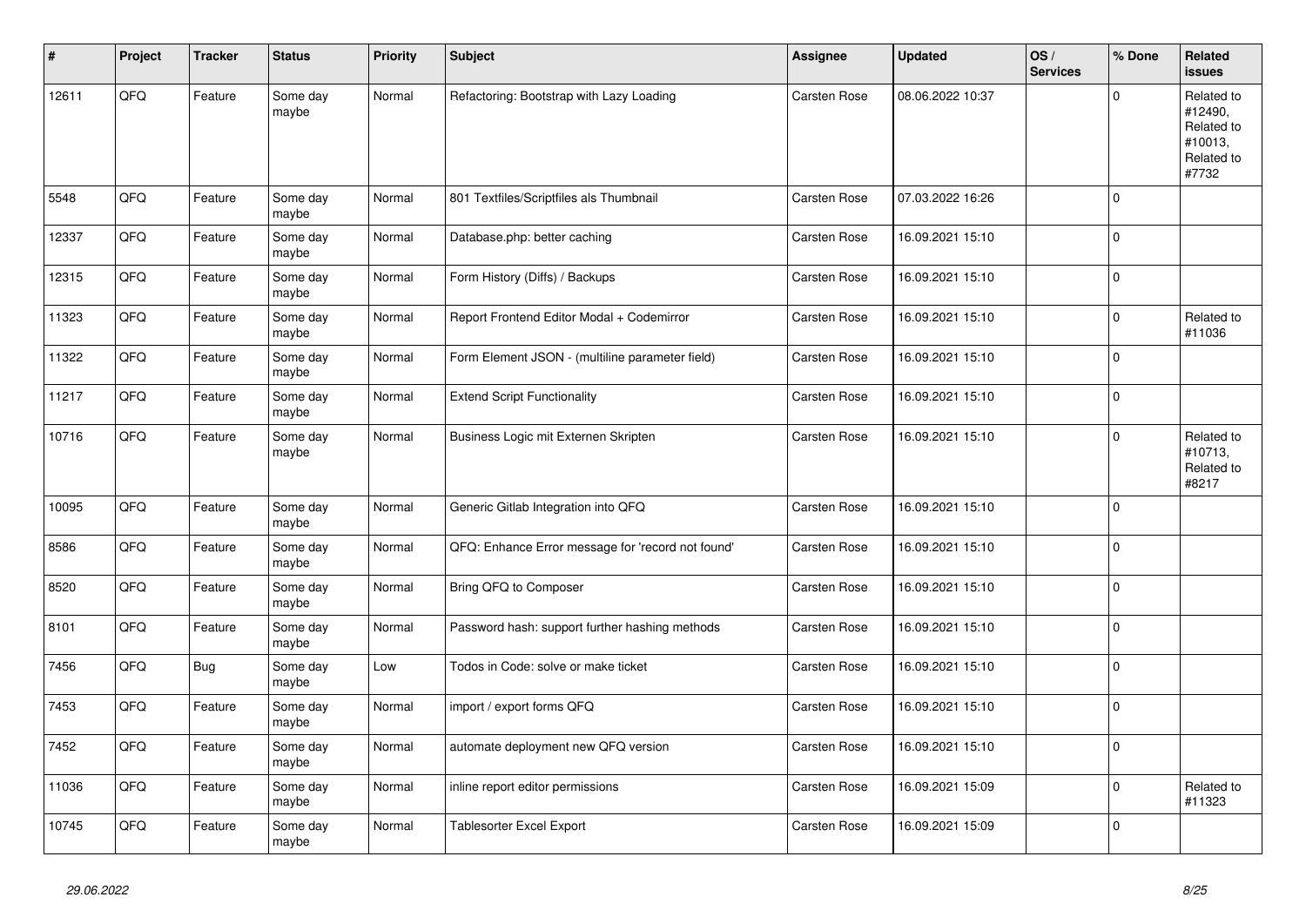| # | Project | Tracker | Status | Priority | Subject | Assignee | Updated | OS / Services | % Done | Related issues |
|---|---|---|---|---|---|---|---|---|---|---|
| 12611 | QFQ | Feature | Some day maybe | Normal | Refactoring: Bootstrap with Lazy Loading | Carsten Rose | 08.06.2022 10:37 | | 0 | Related to #12490, Related to #10013, Related to #7732 |
| 5548 | QFQ | Feature | Some day maybe | Normal | 801 Textfiles/Scriptfiles als Thumbnail | Carsten Rose | 07.03.2022 16:26 | | 0 | |
| 12337 | QFQ | Feature | Some day maybe | Normal | Database.php: better caching | Carsten Rose | 16.09.2021 15:10 | | 0 | |
| 12315 | QFQ | Feature | Some day maybe | Normal | Form History (Diffs) / Backups | Carsten Rose | 16.09.2021 15:10 | | 0 | |
| 11323 | QFQ | Feature | Some day maybe | Normal | Report Frontend Editor Modal + Codemirror | Carsten Rose | 16.09.2021 15:10 | | 0 | Related to #11036 |
| 11322 | QFQ | Feature | Some day maybe | Normal | Form Element JSON - (multiline parameter field) | Carsten Rose | 16.09.2021 15:10 | | 0 | |
| 11217 | QFQ | Feature | Some day maybe | Normal | Extend Script Functionality | Carsten Rose | 16.09.2021 15:10 | | 0 | |
| 10716 | QFQ | Feature | Some day maybe | Normal | Business Logic mit Externen Skripten | Carsten Rose | 16.09.2021 15:10 | | 0 | Related to #10713, Related to #8217 |
| 10095 | QFQ | Feature | Some day maybe | Normal | Generic Gitlab Integration into QFQ | Carsten Rose | 16.09.2021 15:10 | | 0 | |
| 8586 | QFQ | Feature | Some day maybe | Normal | QFQ: Enhance Error message for 'record not found' | Carsten Rose | 16.09.2021 15:10 | | 0 | |
| 8520 | QFQ | Feature | Some day maybe | Normal | Bring QFQ to Composer | Carsten Rose | 16.09.2021 15:10 | | 0 | |
| 8101 | QFQ | Feature | Some day maybe | Normal | Password hash: support further hashing methods | Carsten Rose | 16.09.2021 15:10 | | 0 | |
| 7456 | QFQ | Bug | Some day maybe | Low | Todos in Code: solve or make ticket | Carsten Rose | 16.09.2021 15:10 | | 0 | |
| 7453 | QFQ | Feature | Some day maybe | Normal | import / export forms QFQ | Carsten Rose | 16.09.2021 15:10 | | 0 | |
| 7452 | QFQ | Feature | Some day maybe | Normal | automate deployment new QFQ version | Carsten Rose | 16.09.2021 15:10 | | 0 | |
| 11036 | QFQ | Feature | Some day maybe | Normal | inline report editor permissions | Carsten Rose | 16.09.2021 15:09 | | 0 | Related to #11323 |
| 10745 | QFQ | Feature | Some day maybe | Normal | Tablesorter Excel Export | Carsten Rose | 16.09.2021 15:09 | | 0 | |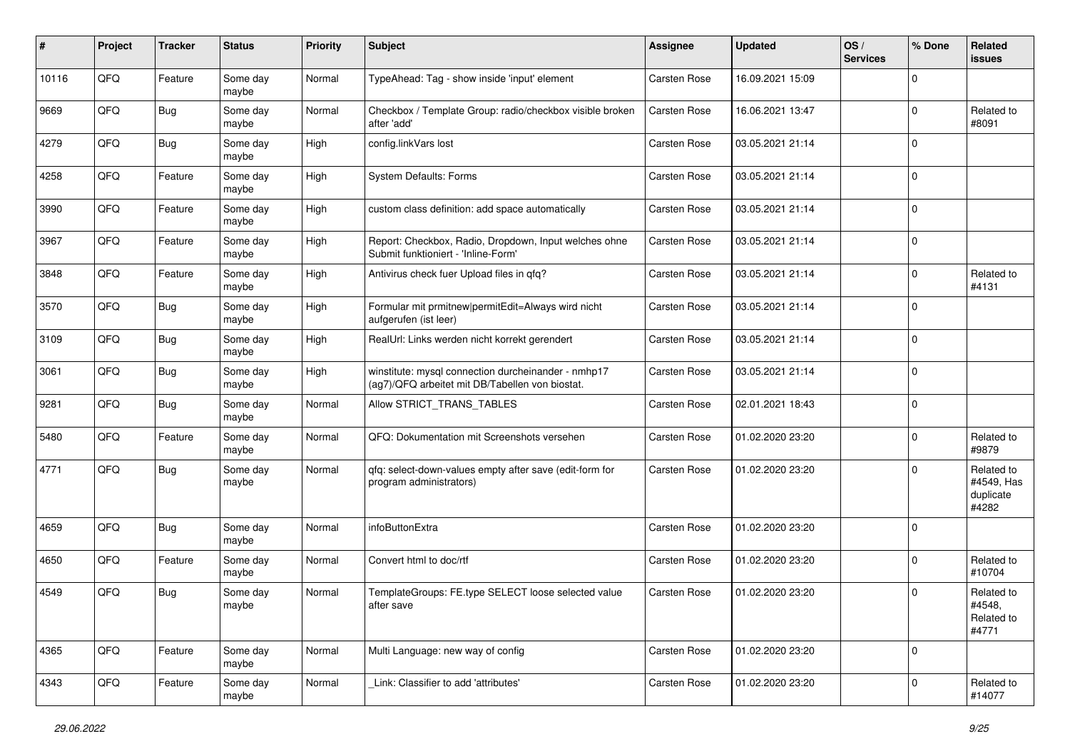| # | Project | Tracker | Status | Priority | Subject | Assignee | Updated | OS / Services | % Done | Related issues |
|---|---|---|---|---|---|---|---|---|---|---|
| 10116 | QFQ | Feature | Some day maybe | Normal | TypeAhead: Tag - show inside 'input' element | Carsten Rose | 16.09.2021 15:09 | | 0 | |
| 9669 | QFQ | Bug | Some day maybe | Normal | Checkbox / Template Group: radio/checkbox visible broken after 'add' | Carsten Rose | 16.06.2021 13:47 | | 0 | Related to #8091 |
| 4279 | QFQ | Bug | Some day maybe | High | config.linkVars lost | Carsten Rose | 03.05.2021 21:14 | | 0 | |
| 4258 | QFQ | Feature | Some day maybe | High | System Defaults: Forms | Carsten Rose | 03.05.2021 21:14 | | 0 | |
| 3990 | QFQ | Feature | Some day maybe | High | custom class definition: add space automatically | Carsten Rose | 03.05.2021 21:14 | | 0 | |
| 3967 | QFQ | Feature | Some day maybe | High | Report: Checkbox, Radio, Dropdown, Input welches ohne Submit funktioniert - 'Inline-Form' | Carsten Rose | 03.05.2021 21:14 | | 0 | |
| 3848 | QFQ | Feature | Some day maybe | High | Antivirus check fuer Upload files in qfq? | Carsten Rose | 03.05.2021 21:14 | | 0 | Related to #4131 |
| 3570 | QFQ | Bug | Some day maybe | High | Formular mit prmitnew\|permitEdit=Always wird nicht aufgerufen (ist leer) | Carsten Rose | 03.05.2021 21:14 | | 0 | |
| 3109 | QFQ | Bug | Some day maybe | High | RealUrl: Links werden nicht korrekt gerendert | Carsten Rose | 03.05.2021 21:14 | | 0 | |
| 3061 | QFQ | Bug | Some day maybe | High | winstitute: mysql connection durcheinander - nmhp17 (ag7)/QFQ arbeitet mit DB/Tabellen von biostat. | Carsten Rose | 03.05.2021 21:14 | | 0 | |
| 9281 | QFQ | Bug | Some day maybe | Normal | Allow STRICT_TRANS_TABLES | Carsten Rose | 02.01.2021 18:43 | | 0 | |
| 5480 | QFQ | Feature | Some day maybe | Normal | QFQ: Dokumentation mit Screenshots versehen | Carsten Rose | 01.02.2020 23:20 | | 0 | Related to #9879 |
| 4771 | QFQ | Bug | Some day maybe | Normal | qfq: select-down-values empty after save (edit-form for program administrators) | Carsten Rose | 01.02.2020 23:20 | | 0 | Related to #4549, Has duplicate #4282 |
| 4659 | QFQ | Bug | Some day maybe | Normal | infoButtonExtra | Carsten Rose | 01.02.2020 23:20 | | 0 | |
| 4650 | QFQ | Feature | Some day maybe | Normal | Convert html to doc/rtf | Carsten Rose | 01.02.2020 23:20 | | 0 | Related to #10704 |
| 4549 | QFQ | Bug | Some day maybe | Normal | TemplateGroups: FE.type SELECT loose selected value after save | Carsten Rose | 01.02.2020 23:20 | | 0 | Related to #4548, Related to #4771 |
| 4365 | QFQ | Feature | Some day maybe | Normal | Multi Language: new way of config | Carsten Rose | 01.02.2020 23:20 | | 0 | |
| 4343 | QFQ | Feature | Some day maybe | Normal | _Link: Classifier to add 'attributes' | Carsten Rose | 01.02.2020 23:20 | | 0 | Related to #14077 |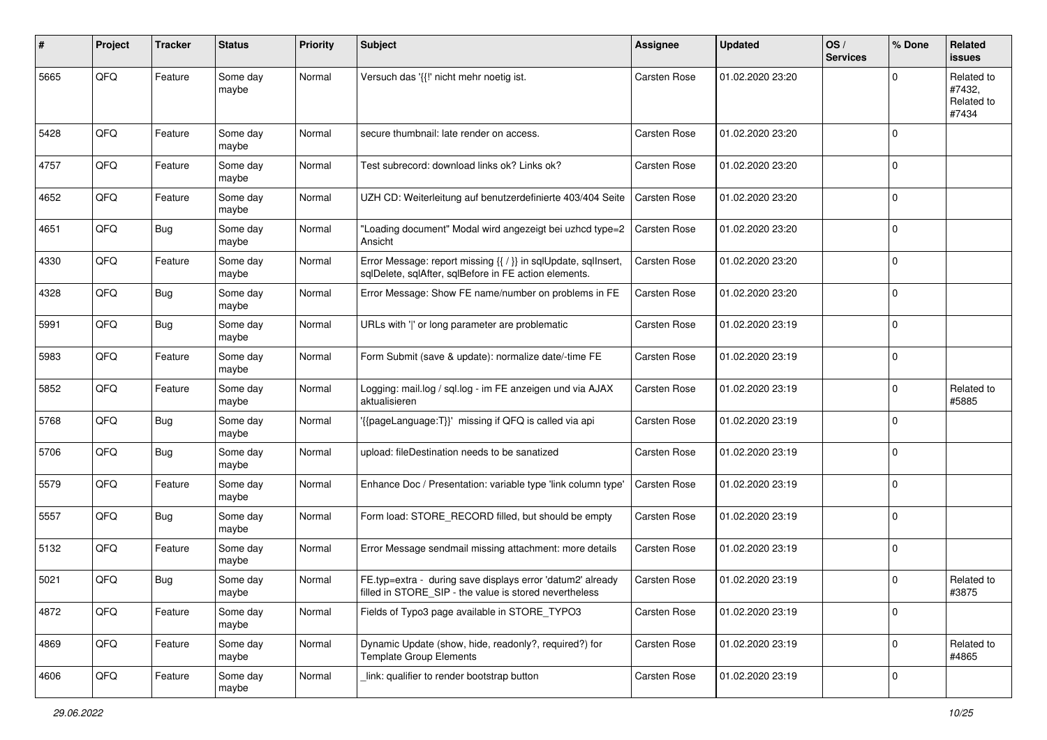| # | Project | Tracker | Status | Priority | Subject | Assignee | Updated | OS / Services | % Done | Related issues |
|---|---|---|---|---|---|---|---|---|---|---|
| 5665 | QFQ | Feature | Some day maybe | Normal | Versuch das '{{!' nicht mehr noetig ist. | Carsten Rose | 01.02.2020 23:20 | | 0 | Related to #7432, Related to #7434 |
| 5428 | QFQ | Feature | Some day maybe | Normal | secure thumbnail: late render on access. | Carsten Rose | 01.02.2020 23:20 | | 0 | |
| 4757 | QFQ | Feature | Some day maybe | Normal | Test subrecord: download links ok? Links ok? | Carsten Rose | 01.02.2020 23:20 | | 0 | |
| 4652 | QFQ | Feature | Some day maybe | Normal | UZH CD: Weiterleitung auf benutzerdefinierte 403/404 Seite | Carsten Rose | 01.02.2020 23:20 | | 0 | |
| 4651 | QFQ | Bug | Some day maybe | Normal | "Loading document" Modal wird angezeigt bei uzhcd type=2 Ansicht | Carsten Rose | 01.02.2020 23:20 | | 0 | |
| 4330 | QFQ | Feature | Some day maybe | Normal | Error Message: report missing {{ / }} in sqlUpdate, sqlInsert, sqlDelete, sqlAfter, sqlBefore in FE action elements. | Carsten Rose | 01.02.2020 23:20 | | 0 | |
| 4328 | QFQ | Bug | Some day maybe | Normal | Error Message: Show FE name/number on problems in FE | Carsten Rose | 01.02.2020 23:20 | | 0 | |
| 5991 | QFQ | Bug | Some day maybe | Normal | URLs with '\|' or long parameter are problematic | Carsten Rose | 01.02.2020 23:19 | | 0 | |
| 5983 | QFQ | Feature | Some day maybe | Normal | Form Submit (save & update): normalize date/-time FE | Carsten Rose | 01.02.2020 23:19 | | 0 | |
| 5852 | QFQ | Feature | Some day maybe | Normal | Logging: mail.log / sql.log - im FE anzeigen und via AJAX aktualisieren | Carsten Rose | 01.02.2020 23:19 | | 0 | Related to #5885 |
| 5768 | QFQ | Bug | Some day maybe | Normal | '{{pageLanguage:T}}' missing if QFQ is called via api | Carsten Rose | 01.02.2020 23:19 | | 0 | |
| 5706 | QFQ | Bug | Some day maybe | Normal | upload: fileDestination needs to be sanatized | Carsten Rose | 01.02.2020 23:19 | | 0 | |
| 5579 | QFQ | Feature | Some day maybe | Normal | Enhance Doc / Presentation: variable type 'link column type' | Carsten Rose | 01.02.2020 23:19 | | 0 | |
| 5557 | QFQ | Bug | Some day maybe | Normal | Form load: STORE_RECORD filled, but should be empty | Carsten Rose | 01.02.2020 23:19 | | 0 | |
| 5132 | QFQ | Feature | Some day maybe | Normal | Error Message sendmail missing attachment: more details | Carsten Rose | 01.02.2020 23:19 | | 0 | |
| 5021 | QFQ | Bug | Some day maybe | Normal | FE.typ=extra - during save displays error 'datum2' already filled in STORE_SIP - the value is stored nevertheless | Carsten Rose | 01.02.2020 23:19 | | 0 | Related to #3875 |
| 4872 | QFQ | Feature | Some day maybe | Normal | Fields of Typo3 page available in STORE_TYPO3 | Carsten Rose | 01.02.2020 23:19 | | 0 | |
| 4869 | QFQ | Feature | Some day maybe | Normal | Dynamic Update (show, hide, readonly?, required?) for Template Group Elements | Carsten Rose | 01.02.2020 23:19 | | 0 | Related to #4865 |
| 4606 | QFQ | Feature | Some day maybe | Normal | _link: qualifier to render bootstrap button | Carsten Rose | 01.02.2020 23:19 | | 0 | |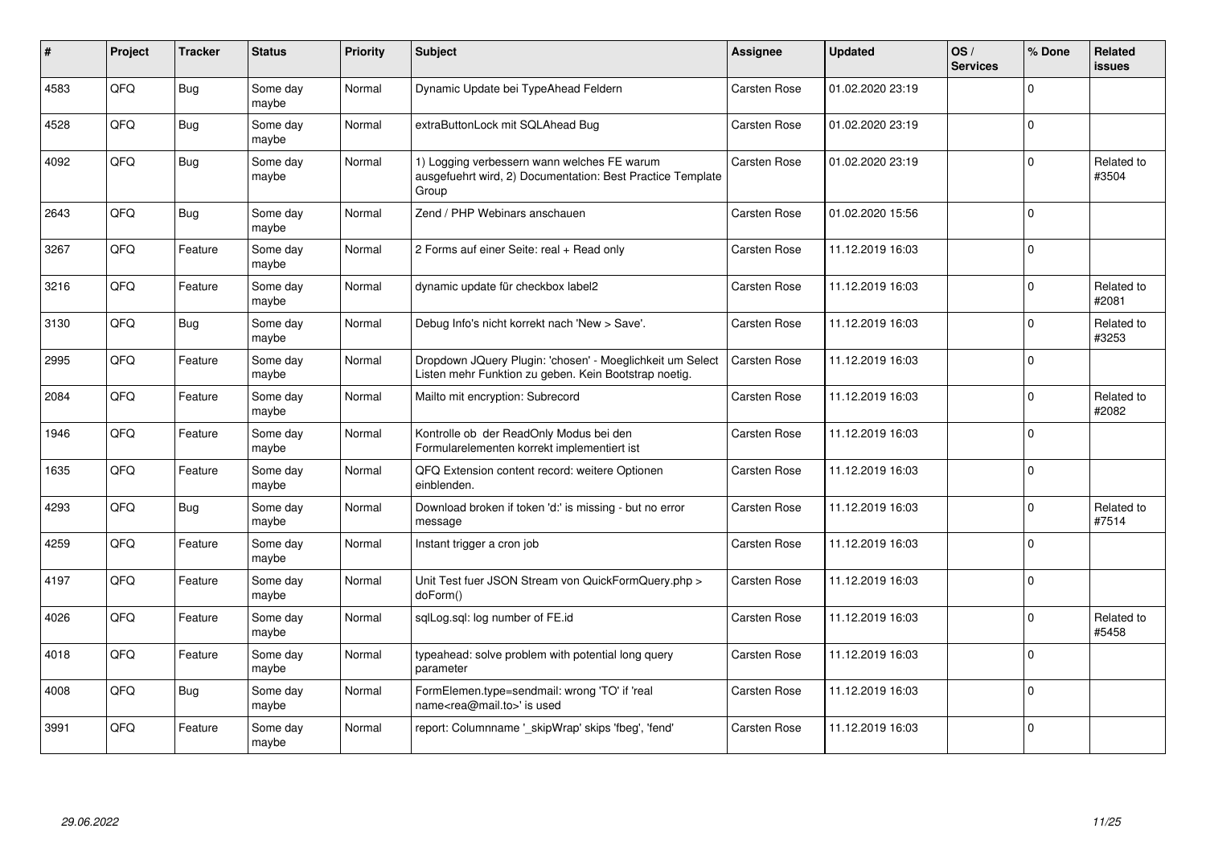| # | Project | Tracker | Status | Priority | Subject | Assignee | Updated | OS / Services | % Done | Related issues |
|---|---|---|---|---|---|---|---|---|---|---|
| 4583 | QFQ | Bug | Some day maybe | Normal | Dynamic Update bei TypeAhead Feldern | Carsten Rose | 01.02.2020 23:19 | | 0 | |
| 4528 | QFQ | Bug | Some day maybe | Normal | extraButtonLock mit SQLAhead Bug | Carsten Rose | 01.02.2020 23:19 | | 0 | |
| 4092 | QFQ | Bug | Some day maybe | Normal | 1) Logging verbessern wann welches FE warum ausgefuehrt wird, 2) Documentation: Best Practice Template Group | Carsten Rose | 01.02.2020 23:19 | | 0 | Related to #3504 |
| 2643 | QFQ | Bug | Some day maybe | Normal | Zend / PHP Webinars anschauen | Carsten Rose | 01.02.2020 15:56 | | 0 | |
| 3267 | QFQ | Feature | Some day maybe | Normal | 2 Forms auf einer Seite: real + Read only | Carsten Rose | 11.12.2019 16:03 | | 0 | |
| 3216 | QFQ | Feature | Some day maybe | Normal | dynamic update für checkbox label2 | Carsten Rose | 11.12.2019 16:03 | | 0 | Related to #2081 |
| 3130 | QFQ | Bug | Some day maybe | Normal | Debug Info's nicht korrekt nach 'New > Save'. | Carsten Rose | 11.12.2019 16:03 | | 0 | Related to #3253 |
| 2995 | QFQ | Feature | Some day maybe | Normal | Dropdown JQuery Plugin: 'chosen' - Moeglichkeit um Select Listen mehr Funktion zu geben. Kein Bootstrap noetig. | Carsten Rose | 11.12.2019 16:03 | | 0 | |
| 2084 | QFQ | Feature | Some day maybe | Normal | Mailto mit encryption: Subrecord | Carsten Rose | 11.12.2019 16:03 | | 0 | Related to #2082 |
| 1946 | QFQ | Feature | Some day maybe | Normal | Kontrolle ob der ReadOnly Modus bei den Formularelementen korrekt implementiert ist | Carsten Rose | 11.12.2019 16:03 | | 0 | |
| 1635 | QFQ | Feature | Some day maybe | Normal | QFQ Extension content record: weitere Optionen einblenden. | Carsten Rose | 11.12.2019 16:03 | | 0 | |
| 4293 | QFQ | Bug | Some day maybe | Normal | Download broken if token 'd:' is missing - but no error message | Carsten Rose | 11.12.2019 16:03 | | 0 | Related to #7514 |
| 4259 | QFQ | Feature | Some day maybe | Normal | Instant trigger a cron job | Carsten Rose | 11.12.2019 16:03 | | 0 | |
| 4197 | QFQ | Feature | Some day maybe | Normal | Unit Test fuer JSON Stream von QuickFormQuery.php > doForm() | Carsten Rose | 11.12.2019 16:03 | | 0 | |
| 4026 | QFQ | Feature | Some day maybe | Normal | sqlLog.sql: log number of FE.id | Carsten Rose | 11.12.2019 16:03 | | 0 | Related to #5458 |
| 4018 | QFQ | Feature | Some day maybe | Normal | typeahead: solve problem with potential long query parameter | Carsten Rose | 11.12.2019 16:03 | | 0 | |
| 4008 | QFQ | Bug | Some day maybe | Normal | FormElemen.type=sendmail: wrong 'TO' if 'real name<rea@mail.to>' is used | Carsten Rose | 11.12.2019 16:03 | | 0 | |
| 3991 | QFQ | Feature | Some day maybe | Normal | report: Columnname '_skipWrap' skips 'fbeg', 'fend' | Carsten Rose | 11.12.2019 16:03 | | 0 | |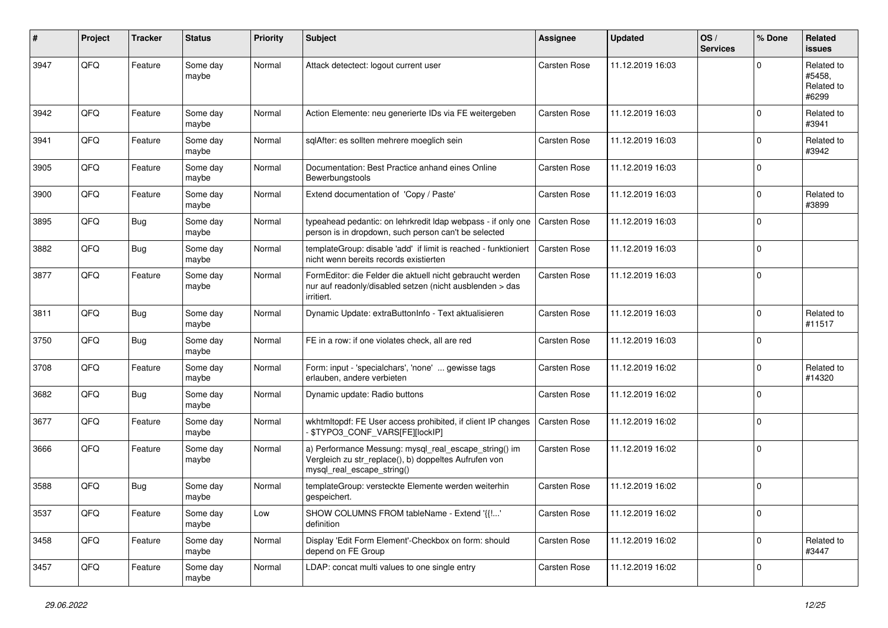| # | Project | Tracker | Status | Priority | Subject | Assignee | Updated | OS / Services | % Done | Related issues |
|---|---|---|---|---|---|---|---|---|---|---|
| 3947 | QFQ | Feature | Some day maybe | Normal | Attack detectect: logout current user | Carsten Rose | 11.12.2019 16:03 | | 0 | Related to #5458, Related to #6299 |
| 3942 | QFQ | Feature | Some day maybe | Normal | Action Elemente: neu generierte IDs via FE weitergeben | Carsten Rose | 11.12.2019 16:03 | | 0 | Related to #3941 |
| 3941 | QFQ | Feature | Some day maybe | Normal | sqlAfter: es sollten mehrere moeglich sein | Carsten Rose | 11.12.2019 16:03 | | 0 | Related to #3942 |
| 3905 | QFQ | Feature | Some day maybe | Normal | Documentation: Best Practice anhand eines Online Bewerbungstools | Carsten Rose | 11.12.2019 16:03 | | 0 | |
| 3900 | QFQ | Feature | Some day maybe | Normal | Extend documentation of 'Copy / Paste' | Carsten Rose | 11.12.2019 16:03 | | 0 | Related to #3899 |
| 3895 | QFQ | Bug | Some day maybe | Normal | typeahead pedantic: on lehrkredit ldap webpass - if only one person is in dropdown, such person can't be selected | Carsten Rose | 11.12.2019 16:03 | | 0 | |
| 3882 | QFQ | Bug | Some day maybe | Normal | templateGroup: disable 'add' if limit is reached - funktioniert nicht wenn bereits records existierten | Carsten Rose | 11.12.2019 16:03 | | 0 | |
| 3877 | QFQ | Feature | Some day maybe | Normal | FormEditor: die Felder die aktuell nicht gebraucht werden nur auf readonly/disabled setzen (nicht ausblenden > das irritiert. | Carsten Rose | 11.12.2019 16:03 | | 0 | |
| 3811 | QFQ | Bug | Some day maybe | Normal | Dynamic Update: extraButtonInfo - Text aktualisieren | Carsten Rose | 11.12.2019 16:03 | | 0 | Related to #11517 |
| 3750 | QFQ | Bug | Some day maybe | Normal | FE in a row: if one violates check, all are red | Carsten Rose | 11.12.2019 16:03 | | 0 | |
| 3708 | QFQ | Feature | Some day maybe | Normal | Form: input - 'specialchars', 'none' ... gewisse tags erlauben, andere verbieten | Carsten Rose | 11.12.2019 16:02 | | 0 | Related to #14320 |
| 3682 | QFQ | Bug | Some day maybe | Normal | Dynamic update: Radio buttons | Carsten Rose | 11.12.2019 16:02 | | 0 | |
| 3677 | QFQ | Feature | Some day maybe | Normal | wkhtmltopdf: FE User access prohibited, if client IP changes - $TYPO3_CONF_VARS[FE][lockIP] | Carsten Rose | 11.12.2019 16:02 | | 0 | |
| 3666 | QFQ | Feature | Some day maybe | Normal | a) Performance Messung: mysql_real_escape_string() im Vergleich zu str_replace(), b) doppeltes Aufrufen von mysql_real_escape_string() | Carsten Rose | 11.12.2019 16:02 | | 0 | |
| 3588 | QFQ | Bug | Some day maybe | Normal | templateGroup: versteckte Elemente werden weiterhin gespeichert. | Carsten Rose | 11.12.2019 16:02 | | 0 | |
| 3537 | QFQ | Feature | Some day maybe | Low | SHOW COLUMNS FROM tableName - Extend '{{!...' definition | Carsten Rose | 11.12.2019 16:02 | | 0 | |
| 3458 | QFQ | Feature | Some day maybe | Normal | Display 'Edit Form Element'-Checkbox on form: should depend on FE Group | Carsten Rose | 11.12.2019 16:02 | | 0 | Related to #3447 |
| 3457 | QFQ | Feature | Some day maybe | Normal | LDAP: concat multi values to one single entry | Carsten Rose | 11.12.2019 16:02 | | 0 | |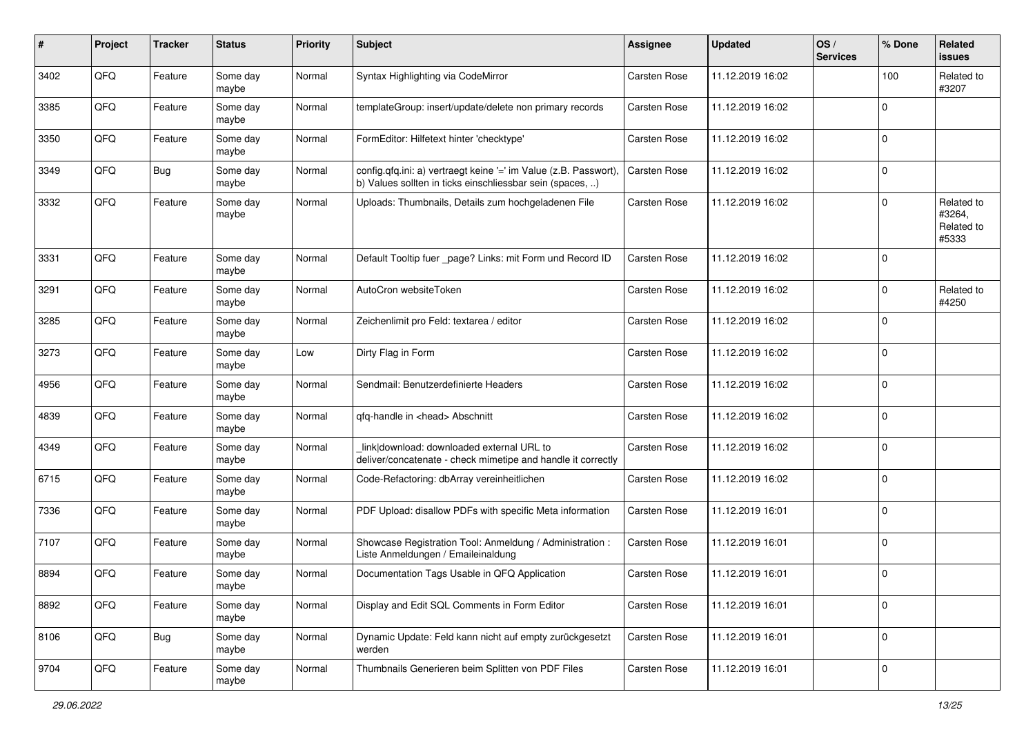| # | Project | Tracker | Status | Priority | Subject | Assignee | Updated | OS / Services | % Done | Related issues |
|---|---|---|---|---|---|---|---|---|---|---|
| 3402 | QFQ | Feature | Some day maybe | Normal | Syntax Highlighting via CodeMirror | Carsten Rose | 11.12.2019 16:02 | | 100 | Related to #3207 |
| 3385 | QFQ | Feature | Some day maybe | Normal | templateGroup: insert/update/delete non primary records | Carsten Rose | 11.12.2019 16:02 | | 0 | |
| 3350 | QFQ | Feature | Some day maybe | Normal | FormEditor: Hilfetext hinter 'checktype' | Carsten Rose | 11.12.2019 16:02 | | 0 | |
| 3349 | QFQ | Bug | Some day maybe | Normal | config.qfq.ini: a) vertraegt keine '=' im Value (z.B. Passwort), b) Values sollten in ticks einschliessbar sein (spaces, ..) | Carsten Rose | 11.12.2019 16:02 | | 0 | |
| 3332 | QFQ | Feature | Some day maybe | Normal | Uploads: Thumbnails, Details zum hochgeladenen File | Carsten Rose | 11.12.2019 16:02 | | 0 | Related to #3264, Related to #5333 |
| 3331 | QFQ | Feature | Some day maybe | Normal | Default Tooltip fuer _page? Links: mit Form und Record ID | Carsten Rose | 11.12.2019 16:02 | | 0 | |
| 3291 | QFQ | Feature | Some day maybe | Normal | AutoCron websiteToken | Carsten Rose | 11.12.2019 16:02 | | 0 | Related to #4250 |
| 3285 | QFQ | Feature | Some day maybe | Normal | Zeichenlimit pro Feld: textarea / editor | Carsten Rose | 11.12.2019 16:02 | | 0 | |
| 3273 | QFQ | Feature | Some day maybe | Low | Dirty Flag in Form | Carsten Rose | 11.12.2019 16:02 | | 0 | |
| 4956 | QFQ | Feature | Some day maybe | Normal | Sendmail: Benutzerdefinierte Headers | Carsten Rose | 11.12.2019 16:02 | | 0 | |
| 4839 | QFQ | Feature | Some day maybe | Normal | qfq-handle in <head> Abschnitt | Carsten Rose | 11.12.2019 16:02 | | 0 | |
| 4349 | QFQ | Feature | Some day maybe | Normal | _link\|download: downloaded external URL to deliver/concatenate - check mimetipe and handle it correctly | Carsten Rose | 11.12.2019 16:02 | | 0 | |
| 6715 | QFQ | Feature | Some day maybe | Normal | Code-Refactoring: dbArray vereinheitlichen | Carsten Rose | 11.12.2019 16:02 | | 0 | |
| 7336 | QFQ | Feature | Some day maybe | Normal | PDF Upload: disallow PDFs with specific Meta information | Carsten Rose | 11.12.2019 16:01 | | 0 | |
| 7107 | QFQ | Feature | Some day maybe | Normal | Showcase Registration Tool: Anmeldung / Administration : Liste Anmeldungen / Emaileinaldung | Carsten Rose | 11.12.2019 16:01 | | 0 | |
| 8894 | QFQ | Feature | Some day maybe | Normal | Documentation Tags Usable in QFQ Application | Carsten Rose | 11.12.2019 16:01 | | 0 | |
| 8892 | QFQ | Feature | Some day maybe | Normal | Display and Edit SQL Comments in Form Editor | Carsten Rose | 11.12.2019 16:01 | | 0 | |
| 8106 | QFQ | Bug | Some day maybe | Normal | Dynamic Update: Feld kann nicht auf empty zurückgesetzt werden | Carsten Rose | 11.12.2019 16:01 | | 0 | |
| 9704 | QFQ | Feature | Some day maybe | Normal | Thumbnails Generieren beim Splitten von PDF Files | Carsten Rose | 11.12.2019 16:01 | | 0 | |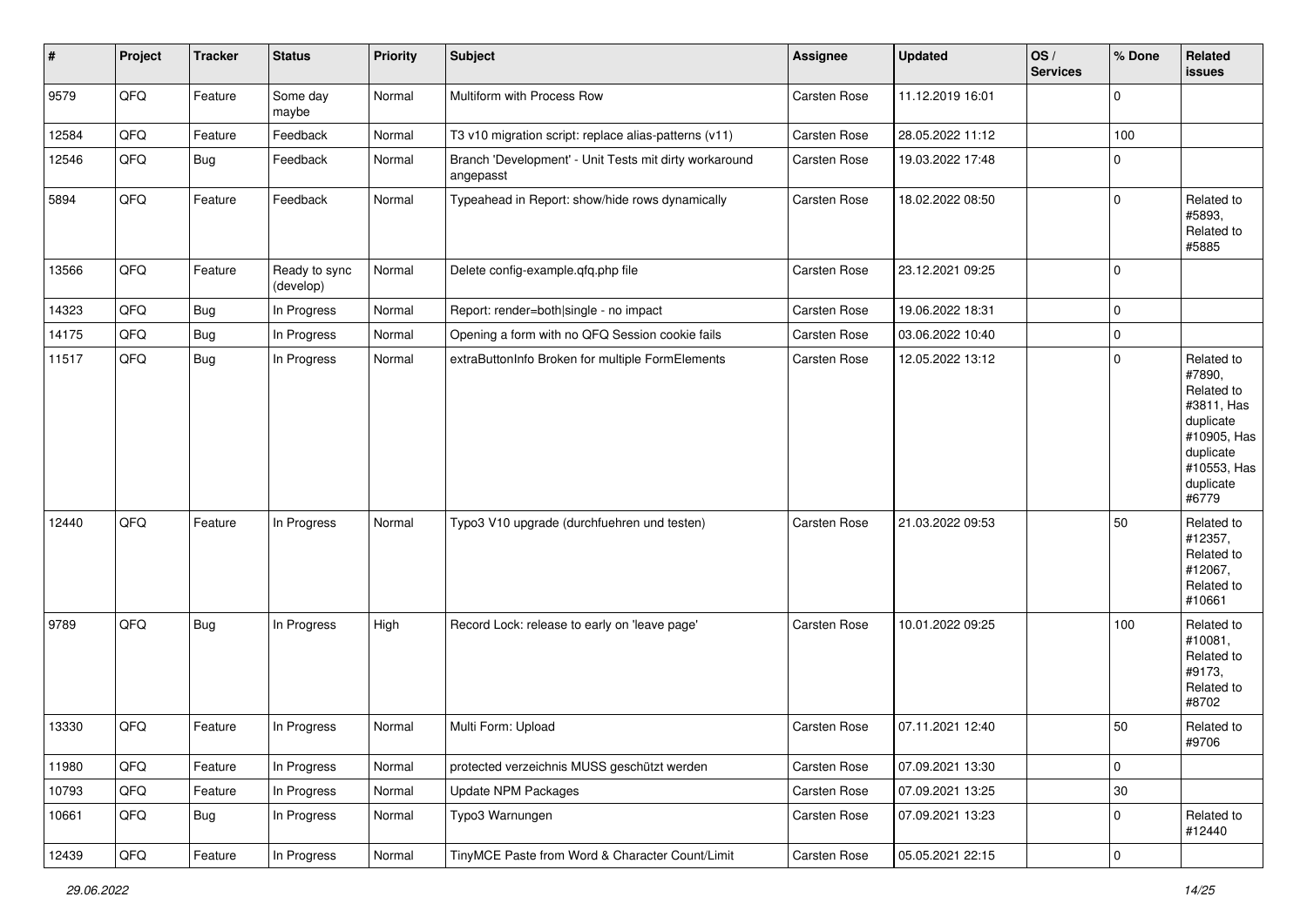| # | Project | Tracker | Status | Priority | Subject | Assignee | Updated | OS / Services | % Done | Related issues |
|---|---|---|---|---|---|---|---|---|---|---|
| 9579 | QFQ | Feature | Some day maybe | Normal | Multiform with Process Row | Carsten Rose | 11.12.2019 16:01 | | 0 | |
| 12584 | QFQ | Feature | Feedback | Normal | T3 v10 migration script: replace alias-patterns (v11) | Carsten Rose | 28.05.2022 11:12 | | 100 | |
| 12546 | QFQ | Bug | Feedback | Normal | Branch 'Development' - Unit Tests mit dirty workaround angepasst | Carsten Rose | 19.03.2022 17:48 | | 0 | |
| 5894 | QFQ | Feature | Feedback | Normal | Typeahead in Report: show/hide rows dynamically | Carsten Rose | 18.02.2022 08:50 | | 0 | Related to #5893, Related to #5885 |
| 13566 | QFQ | Feature | Ready to sync (develop) | Normal | Delete config-example.qfq.php file | Carsten Rose | 23.12.2021 09:25 | | 0 | |
| 14323 | QFQ | Bug | In Progress | Normal | Report: render=both\|single - no impact | Carsten Rose | 19.06.2022 18:31 | | 0 | |
| 14175 | QFQ | Bug | In Progress | Normal | Opening a form with no QFQ Session cookie fails | Carsten Rose | 03.06.2022 10:40 | | 0 | |
| 11517 | QFQ | Bug | In Progress | Normal | extraButtonInfo Broken for multiple FormElements | Carsten Rose | 12.05.2022 13:12 | | 0 | Related to #7890, Related to #3811, Has duplicate #10905, Has duplicate #10553, Has duplicate #6779 |
| 12440 | QFQ | Feature | In Progress | Normal | Typo3 V10 upgrade (durchfuehren und testen) | Carsten Rose | 21.03.2022 09:53 | | 50 | Related to #12357, Related to #12067, Related to #10661 |
| 9789 | QFQ | Bug | In Progress | High | Record Lock: release to early on 'leave page' | Carsten Rose | 10.01.2022 09:25 | | 100 | Related to #10081, Related to #9173, Related to #8702 |
| 13330 | QFQ | Feature | In Progress | Normal | Multi Form: Upload | Carsten Rose | 07.11.2021 12:40 | | 50 | Related to #9706 |
| 11980 | QFQ | Feature | In Progress | Normal | protected verzeichnis MUSS geschützt werden | Carsten Rose | 07.09.2021 13:30 | | 0 | |
| 10793 | QFQ | Feature | In Progress | Normal | Update NPM Packages | Carsten Rose | 07.09.2021 13:25 | | 30 | |
| 10661 | QFQ | Bug | In Progress | Normal | Typo3 Warnungen | Carsten Rose | 07.09.2021 13:23 | | 0 | Related to #12440 |
| 12439 | QFQ | Feature | In Progress | Normal | TinyMCE Paste from Word & Character Count/Limit | Carsten Rose | 05.05.2021 22:15 | | 0 | |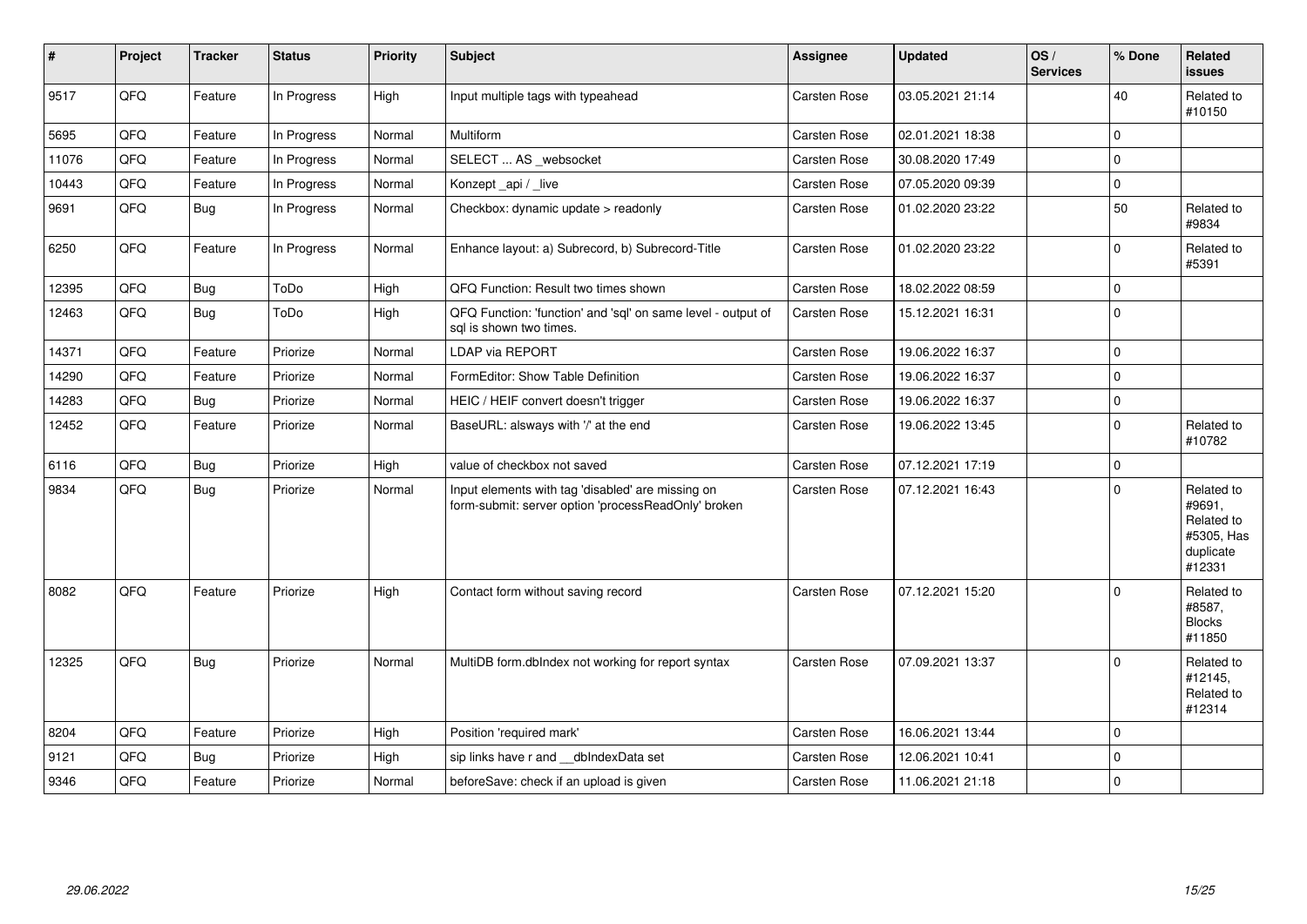| # | Project | Tracker | Status | Priority | Subject | Assignee | Updated | OS / Services | % Done | Related issues |
|---|---|---|---|---|---|---|---|---|---|---|
| 9517 | QFQ | Feature | In Progress | High | Input multiple tags with typeahead | Carsten Rose | 03.05.2021 21:14 | | 40 | Related to #10150 |
| 5695 | QFQ | Feature | In Progress | Normal | Multiform | Carsten Rose | 02.01.2021 18:38 | | 0 | |
| 11076 | QFQ | Feature | In Progress | Normal | SELECT ... AS _websocket | Carsten Rose | 30.08.2020 17:49 | | 0 | |
| 10443 | QFQ | Feature | In Progress | Normal | Konzept _api / _live | Carsten Rose | 07.05.2020 09:39 | | 0 | |
| 9691 | QFQ | Bug | In Progress | Normal | Checkbox: dynamic update > readonly | Carsten Rose | 01.02.2020 23:22 | | 50 | Related to #9834 |
| 6250 | QFQ | Feature | In Progress | Normal | Enhance layout: a) Subrecord, b) Subrecord-Title | Carsten Rose | 01.02.2020 23:22 | | 0 | Related to #5391 |
| 12395 | QFQ | Bug | ToDo | High | QFQ Function: Result two times shown | Carsten Rose | 18.02.2022 08:59 | | 0 | |
| 12463 | QFQ | Bug | ToDo | High | QFQ Function: 'function' and 'sql' on same level - output of sql is shown two times. | Carsten Rose | 15.12.2021 16:31 | | 0 | |
| 14371 | QFQ | Feature | Priorize | Normal | LDAP via REPORT | Carsten Rose | 19.06.2022 16:37 | | 0 | |
| 14290 | QFQ | Feature | Priorize | Normal | FormEditor: Show Table Definition | Carsten Rose | 19.06.2022 16:37 | | 0 | |
| 14283 | QFQ | Bug | Priorize | Normal | HEIC / HEIF convert doesn't trigger | Carsten Rose | 19.06.2022 16:37 | | 0 | |
| 12452 | QFQ | Feature | Priorize | Normal | BaseURL: alsways with '/' at the end | Carsten Rose | 19.06.2022 13:45 | | 0 | Related to #10782 |
| 6116 | QFQ | Bug | Priorize | High | value of checkbox not saved | Carsten Rose | 07.12.2021 17:19 | | 0 | |
| 9834 | QFQ | Bug | Priorize | Normal | Input elements with tag 'disabled' are missing on form-submit: server option 'processReadOnly' broken | Carsten Rose | 07.12.2021 16:43 | | 0 | Related to #9691, Related to #5305, Has duplicate #12331 |
| 8082 | QFQ | Feature | Priorize | High | Contact form without saving record | Carsten Rose | 07.12.2021 15:20 | | 0 | Related to #8587, Blocks #11850 |
| 12325 | QFQ | Bug | Priorize | Normal | MultiDB form.dbIndex not working for report syntax | Carsten Rose | 07.09.2021 13:37 | | 0 | Related to #12145, Related to #12314 |
| 8204 | QFQ | Feature | Priorize | High | Position 'required mark' | Carsten Rose | 16.06.2021 13:44 | | 0 | |
| 9121 | QFQ | Bug | Priorize | High | sip links have r and __dbIndexData set | Carsten Rose | 12.06.2021 10:41 | | 0 | |
| 9346 | QFQ | Feature | Priorize | Normal | beforeSave: check if an upload is given | Carsten Rose | 11.06.2021 21:18 | | 0 | |

*29.06.2022*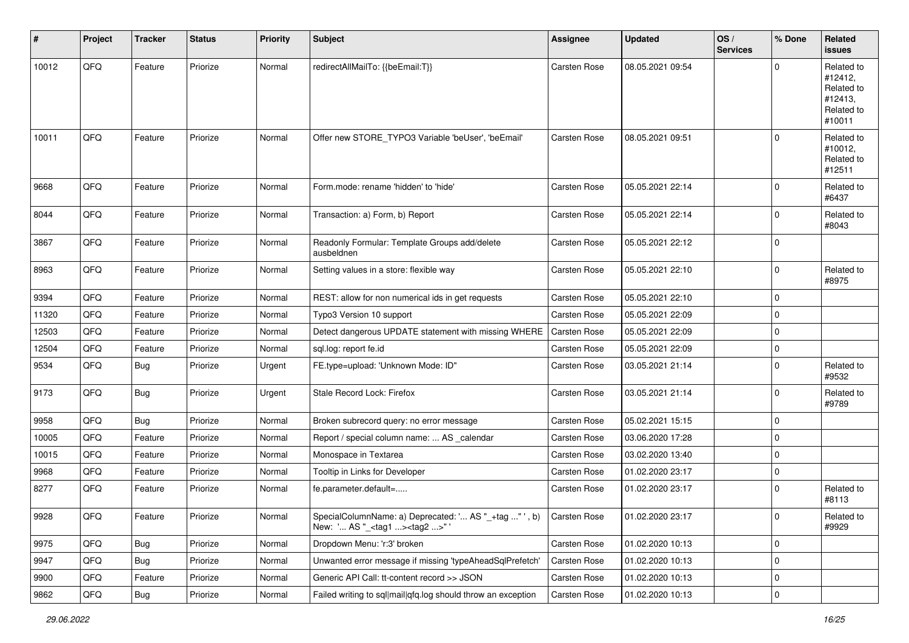| # | Project | Tracker | Status | Priority | Subject | Assignee | Updated | OS / Services | % Done | Related issues |
|---|---|---|---|---|---|---|---|---|---|---|
| 10012 | QFQ | Feature | Priorize | Normal | redirectAllMailTo: {{beEmail:T}} | Carsten Rose | 08.05.2021 09:54 | | 0 | Related to #12412, Related to #12413, Related to #10011 |
| 10011 | QFQ | Feature | Priorize | Normal | Offer new STORE_TYPO3 Variable 'beUser', 'beEmail' | Carsten Rose | 08.05.2021 09:51 | | 0 | Related to #10012, Related to #12511 |
| 9668 | QFQ | Feature | Priorize | Normal | Form.mode: rename 'hidden' to 'hide' | Carsten Rose | 05.05.2021 22:14 | | 0 | Related to #6437 |
| 8044 | QFQ | Feature | Priorize | Normal | Transaction: a) Form, b) Report | Carsten Rose | 05.05.2021 22:14 | | 0 | Related to #8043 |
| 3867 | QFQ | Feature | Priorize | Normal | Readonly Formular: Template Groups add/delete ausbeldnen | Carsten Rose | 05.05.2021 22:12 | | 0 | |
| 8963 | QFQ | Feature | Priorize | Normal | Setting values in a store: flexible way | Carsten Rose | 05.05.2021 22:10 | | 0 | Related to #8975 |
| 9394 | QFQ | Feature | Priorize | Normal | REST: allow for non numerical ids in get requests | Carsten Rose | 05.05.2021 22:10 | | 0 | |
| 11320 | QFQ | Feature | Priorize | Normal | Typo3 Version 10 support | Carsten Rose | 05.05.2021 22:09 | | 0 | |
| 12503 | QFQ | Feature | Priorize | Normal | Detect dangerous UPDATE statement with missing WHERE | Carsten Rose | 05.05.2021 22:09 | | 0 | |
| 12504 | QFQ | Feature | Priorize | Normal | sql.log: report fe.id | Carsten Rose | 05.05.2021 22:09 | | 0 | |
| 9534 | QFQ | Bug | Priorize | Urgent | FE.type=upload: 'Unknown Mode: ID" | Carsten Rose | 03.05.2021 21:14 | | 0 | Related to #9532 |
| 9173 | QFQ | Bug | Priorize | Urgent | Stale Record Lock: Firefox | Carsten Rose | 03.05.2021 21:14 | | 0 | Related to #9789 |
| 9958 | QFQ | Bug | Priorize | Normal | Broken subrecord query: no error message | Carsten Rose | 05.02.2021 15:15 | | 0 | |
| 10005 | QFQ | Feature | Priorize | Normal | Report / special column name: ... AS _calendar | Carsten Rose | 03.06.2020 17:28 | | 0 | |
| 10015 | QFQ | Feature | Priorize | Normal | Monospace in Textarea | Carsten Rose | 03.02.2020 13:40 | | 0 | |
| 9968 | QFQ | Feature | Priorize | Normal | Tooltip in Links for Developer | Carsten Rose | 01.02.2020 23:17 | | 0 | |
| 8277 | QFQ | Feature | Priorize | Normal | fe.parameter.default=..... | Carsten Rose | 01.02.2020 23:17 | | 0 | Related to #8113 |
| 9928 | QFQ | Feature | Priorize | Normal | SpecialColumnName: a) Deprecated: '... AS "_+tag ..." ', b) New: '... AS "_<tag1 ...><tag2 ...>" ' | Carsten Rose | 01.02.2020 23:17 | | 0 | Related to #9929 |
| 9975 | QFQ | Bug | Priorize | Normal | Dropdown Menu: 'r:3' broken | Carsten Rose | 01.02.2020 10:13 | | 0 | |
| 9947 | QFQ | Bug | Priorize | Normal | Unwanted error message if missing 'typeAheadSqlPrefetch' | Carsten Rose | 01.02.2020 10:13 | | 0 | |
| 9900 | QFQ | Feature | Priorize | Normal | Generic API Call: tt-content record >> JSON | Carsten Rose | 01.02.2020 10:13 | | 0 | |
| 9862 | QFQ | Bug | Priorize | Normal | Failed writing to sql\|mail\|qfq.log should throw an exception | Carsten Rose | 01.02.2020 10:13 | | 0 | |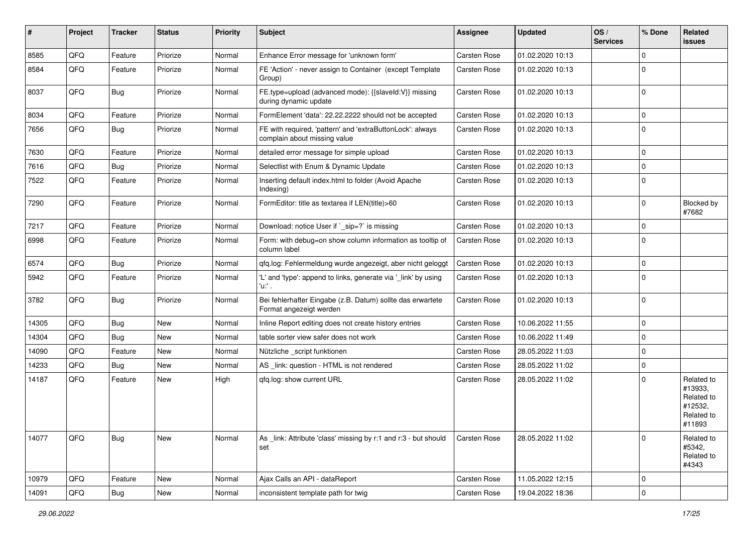| # | Project | Tracker | Status | Priority | Subject | Assignee | Updated | OS / Services | % Done | Related issues |
|---|---|---|---|---|---|---|---|---|---|---|
| 8585 | QFQ | Feature | Priorize | Normal | Enhance Error message for 'unknown form' | Carsten Rose | 01.02.2020 10:13 | | 0 | |
| 8584 | QFQ | Feature | Priorize | Normal | FE 'Action' - never assign to Container (except Template Group) | Carsten Rose | 01.02.2020 10:13 | | 0 | |
| 8037 | QFQ | Bug | Priorize | Normal | FE.type=upload (advanced mode): {{slaveId:V}} missing during dynamic update | Carsten Rose | 01.02.2020 10:13 | | 0 | |
| 8034 | QFQ | Feature | Priorize | Normal | FormElement 'data': 22.22.2222 should not be accepted | Carsten Rose | 01.02.2020 10:13 | | 0 | |
| 7656 | QFQ | Bug | Priorize | Normal | FE with required, 'pattern' and 'extraButtonLock': always complain about missing value | Carsten Rose | 01.02.2020 10:13 | | 0 | |
| 7630 | QFQ | Feature | Priorize | Normal | detailed error message for simple upload | Carsten Rose | 01.02.2020 10:13 | | 0 | |
| 7616 | QFQ | Bug | Priorize | Normal | Selectlist with Enum & Dynamic Update | Carsten Rose | 01.02.2020 10:13 | | 0 | |
| 7522 | QFQ | Feature | Priorize | Normal | Inserting default index.html to folder (Avoid Apache Indexing) | Carsten Rose | 01.02.2020 10:13 | | 0 | |
| 7290 | QFQ | Feature | Priorize | Normal | FormEditor: title as textarea if LEN(title)>60 | Carsten Rose | 01.02.2020 10:13 | | 0 | Blocked by #7682 |
| 7217 | QFQ | Feature | Priorize | Normal | Download: notice User if `_sip=?` is missing | Carsten Rose | 01.02.2020 10:13 | | 0 | |
| 6998 | QFQ | Feature | Priorize | Normal | Form: with debug=on show column information as tooltip of column label | Carsten Rose | 01.02.2020 10:13 | | 0 | |
| 6574 | QFQ | Bug | Priorize | Normal | qfq.log: Fehlermeldung wurde angezeigt, aber nicht geloggt | Carsten Rose | 01.02.2020 10:13 | | 0 | |
| 5942 | QFQ | Feature | Priorize | Normal | 'L' and 'type': append to links, generate via '_link' by using 'u:' . | Carsten Rose | 01.02.2020 10:13 | | 0 | |
| 3782 | QFQ | Bug | Priorize | Normal | Bei fehlerhafter Eingabe (z.B. Datum) sollte das erwartete Format angezeigt werden | Carsten Rose | 01.02.2020 10:13 | | 0 | |
| 14305 | QFQ | Bug | New | Normal | Inline Report editing does not create history entries | Carsten Rose | 10.06.2022 11:55 | | 0 | |
| 14304 | QFQ | Bug | New | Normal | table sorter view safer does not work | Carsten Rose | 10.06.2022 11:49 | | 0 | |
| 14090 | QFQ | Feature | New | Normal | Nützliche _script funktionen | Carsten Rose | 28.05.2022 11:03 | | 0 | |
| 14233 | QFQ | Bug | New | Normal | AS _link: question - HTML is not rendered | Carsten Rose | 28.05.2022 11:02 | | 0 | |
| 14187 | QFQ | Feature | New | High | qfq.log: show current URL | Carsten Rose | 28.05.2022 11:02 | | 0 | Related to #13933, Related to #12532, Related to #11893 |
| 14077 | QFQ | Bug | New | Normal | As _link: Attribute 'class' missing by r:1 and r:3 - but should set | Carsten Rose | 28.05.2022 11:02 | | 0 | Related to #5342, Related to #4343 |
| 10979 | QFQ | Feature | New | Normal | Ajax Calls an API - dataReport | Carsten Rose | 11.05.2022 12:15 | | 0 | |
| 14091 | QFQ | Bug | New | Normal | inconsistent template path for twig | Carsten Rose | 19.04.2022 18:36 | | 0 | |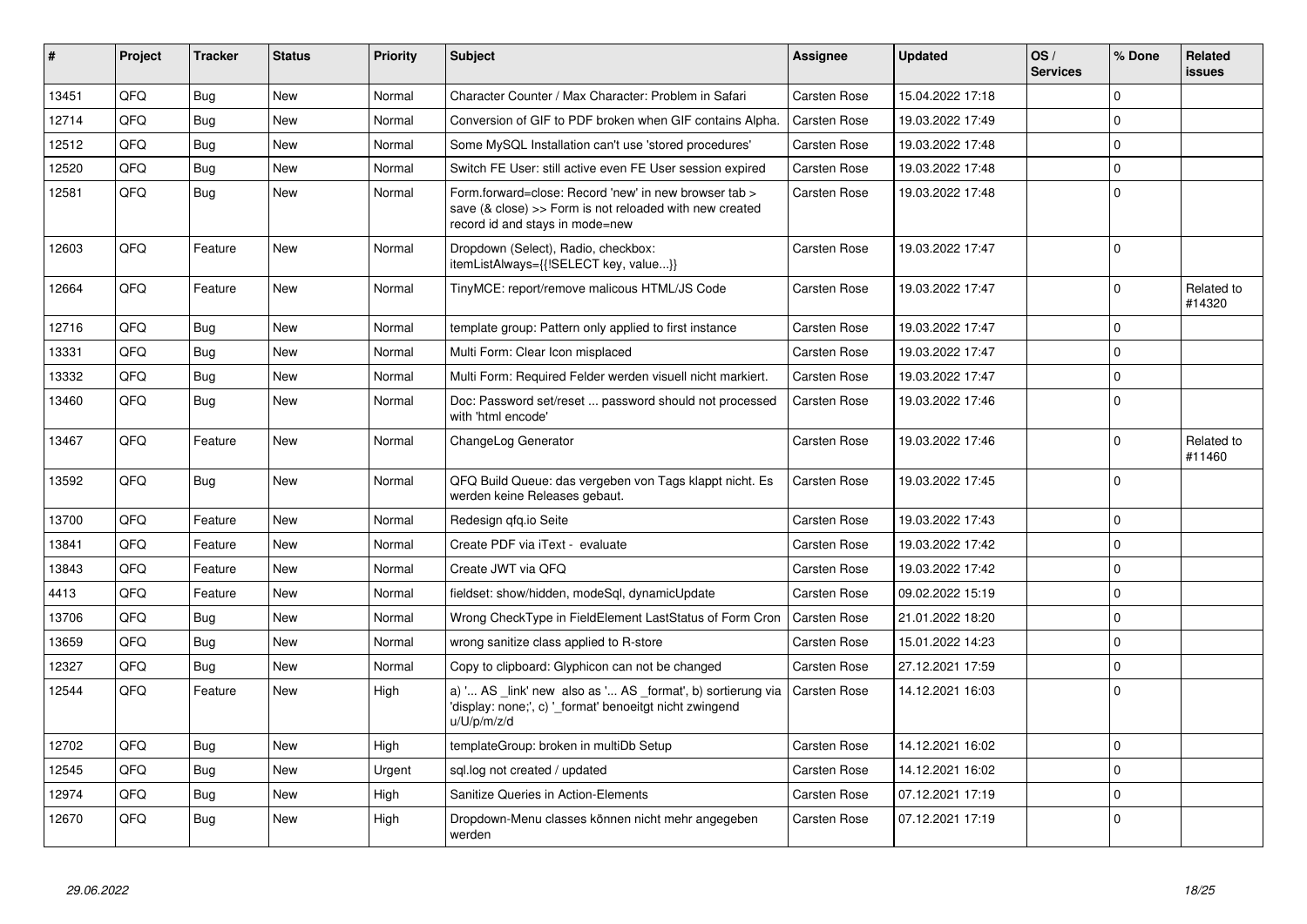| # | Project | Tracker | Status | Priority | Subject | Assignee | Updated | OS / Services | % Done | Related issues |
|---|---|---|---|---|---|---|---|---|---|---|
| 13451 | QFQ | Bug | New | Normal | Character Counter / Max Character: Problem in Safari | Carsten Rose | 15.04.2022 17:18 | | 0 | |
| 12714 | QFQ | Bug | New | Normal | Conversion of GIF to PDF broken when GIF contains Alpha. | Carsten Rose | 19.03.2022 17:49 | | 0 | |
| 12512 | QFQ | Bug | New | Normal | Some MySQL Installation can't use 'stored procedures' | Carsten Rose | 19.03.2022 17:48 | | 0 | |
| 12520 | QFQ | Bug | New | Normal | Switch FE User: still active even FE User session expired | Carsten Rose | 19.03.2022 17:48 | | 0 | |
| 12581 | QFQ | Bug | New | Normal | Form.forward=close: Record 'new' in new browser tab > save (& close) >> Form is not reloaded with new created record id and stays in mode=new | Carsten Rose | 19.03.2022 17:48 | | 0 | |
| 12603 | QFQ | Feature | New | Normal | Dropdown (Select), Radio, checkbox: itemListAlways={{!SELECT key, value...}} | Carsten Rose | 19.03.2022 17:47 | | 0 | |
| 12664 | QFQ | Feature | New | Normal | TinyMCE: report/remove malicous HTML/JS Code | Carsten Rose | 19.03.2022 17:47 | | 0 | Related to #14320 |
| 12716 | QFQ | Bug | New | Normal | template group: Pattern only applied to first instance | Carsten Rose | 19.03.2022 17:47 | | 0 | |
| 13331 | QFQ | Bug | New | Normal | Multi Form: Clear Icon misplaced | Carsten Rose | 19.03.2022 17:47 | | 0 | |
| 13332 | QFQ | Bug | New | Normal | Multi Form: Required Felder werden visuell nicht markiert. | Carsten Rose | 19.03.2022 17:47 | | 0 | |
| 13460 | QFQ | Bug | New | Normal | Doc: Password set/reset ... password should not processed with 'html encode' | Carsten Rose | 19.03.2022 17:46 | | 0 | |
| 13467 | QFQ | Feature | New | Normal | ChangeLog Generator | Carsten Rose | 19.03.2022 17:46 | | 0 | Related to #11460 |
| 13592 | QFQ | Bug | New | Normal | QFQ Build Queue: das vergeben von Tags klappt nicht. Es werden keine Releases gebaut. | Carsten Rose | 19.03.2022 17:45 | | 0 | |
| 13700 | QFQ | Feature | New | Normal | Redesign qfq.io Seite | Carsten Rose | 19.03.2022 17:43 | | 0 | |
| 13841 | QFQ | Feature | New | Normal | Create PDF via iText - evaluate | Carsten Rose | 19.03.2022 17:42 | | 0 | |
| 13843 | QFQ | Feature | New | Normal | Create JWT via QFQ | Carsten Rose | 19.03.2022 17:42 | | 0 | |
| 4413 | QFQ | Feature | New | Normal | fieldset: show/hidden, modeSql, dynamicUpdate | Carsten Rose | 09.02.2022 15:19 | | 0 | |
| 13706 | QFQ | Bug | New | Normal | Wrong CheckType in FieldElement LastStatus of Form Cron | Carsten Rose | 21.01.2022 18:20 | | 0 | |
| 13659 | QFQ | Bug | New | Normal | wrong sanitize class applied to R-store | Carsten Rose | 15.01.2022 14:23 | | 0 | |
| 12327 | QFQ | Bug | New | Normal | Copy to clipboard: Glyphicon can not be changed | Carsten Rose | 27.12.2021 17:59 | | 0 | |
| 12544 | QFQ | Feature | New | High | a) '... AS _link' new also as '... AS _format', b) sortierung via 'display: none;', c) '_format' benoeitgt nicht zwingend u/U/p/m/z/d | Carsten Rose | 14.12.2021 16:03 | | 0 | |
| 12702 | QFQ | Bug | New | High | templateGroup: broken in multiDb Setup | Carsten Rose | 14.12.2021 16:02 | | 0 | |
| 12545 | QFQ | Bug | New | Urgent | sql.log not created / updated | Carsten Rose | 14.12.2021 16:02 | | 0 | |
| 12974 | QFQ | Bug | New | High | Sanitize Queries in Action-Elements | Carsten Rose | 07.12.2021 17:19 | | 0 | |
| 12670 | QFQ | Bug | New | High | Dropdown-Menu classes können nicht mehr angegeben werden | Carsten Rose | 07.12.2021 17:19 | | 0 | |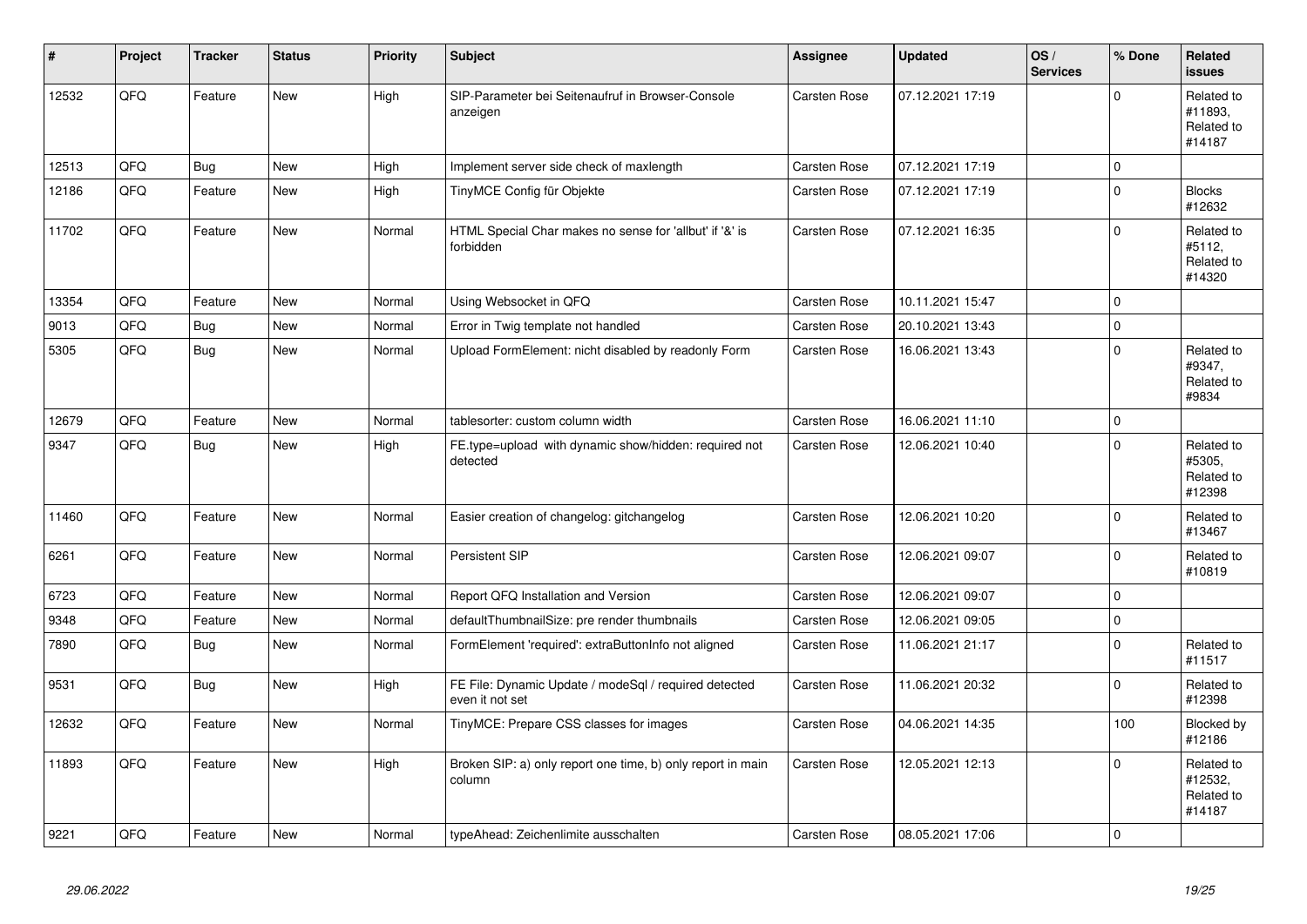| # | Project | Tracker | Status | Priority | Subject | Assignee | Updated | OS / Services | % Done | Related issues |
|---|---|---|---|---|---|---|---|---|---|---|
| 12532 | QFQ | Feature | New | High | SIP-Parameter bei Seitenaufruf in Browser-Console anzeigen | Carsten Rose | 07.12.2021 17:19 | | 0 | Related to #11893, Related to #14187 |
| 12513 | QFQ | Bug | New | High | Implement server side check of maxlength | Carsten Rose | 07.12.2021 17:19 | | 0 | |
| 12186 | QFQ | Feature | New | High | TinyMCE Config für Objekte | Carsten Rose | 07.12.2021 17:19 | | 0 | Blocks #12632 |
| 11702 | QFQ | Feature | New | Normal | HTML Special Char makes no sense for 'allbut' if '&' is forbidden | Carsten Rose | 07.12.2021 16:35 | | 0 | Related to #5112, Related to #14320 |
| 13354 | QFQ | Feature | New | Normal | Using Websocket in QFQ | Carsten Rose | 10.11.2021 15:47 | | 0 | |
| 9013 | QFQ | Bug | New | Normal | Error in Twig template not handled | Carsten Rose | 20.10.2021 13:43 | | 0 | |
| 5305 | QFQ | Bug | New | Normal | Upload FormElement: nicht disabled by readonly Form | Carsten Rose | 16.06.2021 13:43 | | 0 | Related to #9347, Related to #9834 |
| 12679 | QFQ | Feature | New | Normal | tablesorter: custom column width | Carsten Rose | 16.06.2021 11:10 | | 0 | |
| 9347 | QFQ | Bug | New | High | FE.type=upload with dynamic show/hidden: required not detected | Carsten Rose | 12.06.2021 10:40 | | 0 | Related to #5305, Related to #12398 |
| 11460 | QFQ | Feature | New | Normal | Easier creation of changelog: gitchangelog | Carsten Rose | 12.06.2021 10:20 | | 0 | Related to #13467 |
| 6261 | QFQ | Feature | New | Normal | Persistent SIP | Carsten Rose | 12.06.2021 09:07 | | 0 | Related to #10819 |
| 6723 | QFQ | Feature | New | Normal | Report QFQ Installation and Version | Carsten Rose | 12.06.2021 09:07 | | 0 | |
| 9348 | QFQ | Feature | New | Normal | defaultThumbnailSize: pre render thumbnails | Carsten Rose | 12.06.2021 09:05 | | 0 | |
| 7890 | QFQ | Bug | New | Normal | FormElement 'required': extraButtonInfo not aligned | Carsten Rose | 11.06.2021 21:17 | | 0 | Related to #11517 |
| 9531 | QFQ | Bug | New | High | FE File: Dynamic Update / modeSql / required detected even it not set | Carsten Rose | 11.06.2021 20:32 | | 0 | Related to #12398 |
| 12632 | QFQ | Feature | New | Normal | TinyMCE: Prepare CSS classes for images | Carsten Rose | 04.06.2021 14:35 | | 100 | Blocked by #12186 |
| 11893 | QFQ | Feature | New | High | Broken SIP: a) only report one time, b) only report in main column | Carsten Rose | 12.05.2021 12:13 | | 0 | Related to #12532, Related to #14187 |
| 9221 | QFQ | Feature | New | Normal | typeAhead: Zeichenlimite ausschalten | Carsten Rose | 08.05.2021 17:06 | | 0 | |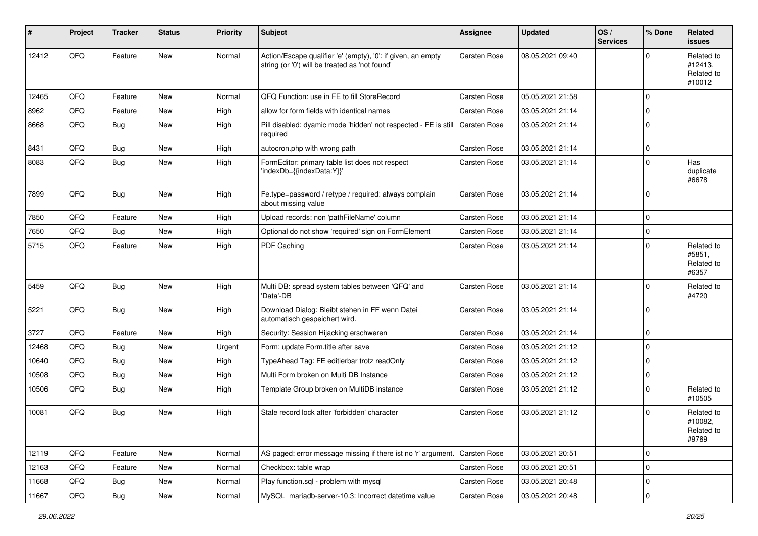| # | Project | Tracker | Status | Priority | Subject | Assignee | Updated | OS / Services | % Done | Related issues |
|---|---|---|---|---|---|---|---|---|---|---|
| 12412 | QFQ | Feature | New | Normal | Action/Escape qualifier 'e' (empty), '0': if given, an empty string (or '0') will be treated as 'not found' | Carsten Rose | 08.05.2021 09:40 | | 0 | Related to #12413, Related to #10012 |
| 12465 | QFQ | Feature | New | Normal | QFQ Function: use in FE to fill StoreRecord | Carsten Rose | 05.05.2021 21:58 | | 0 | |
| 8962 | QFQ | Feature | New | High | allow for form fields with identical names | Carsten Rose | 03.05.2021 21:14 | | 0 | |
| 8668 | QFQ | Bug | New | High | Pill disabled: dyamic mode 'hidden' not respected - FE is still required | Carsten Rose | 03.05.2021 21:14 | | 0 | |
| 8431 | QFQ | Bug | New | High | autocron.php with wrong path | Carsten Rose | 03.05.2021 21:14 | | 0 | |
| 8083 | QFQ | Bug | New | High | FormEditor: primary table list does not respect 'indexDb={{indexData:Y}}' | Carsten Rose | 03.05.2021 21:14 | | 0 | Has duplicate #6678 |
| 7899 | QFQ | Bug | New | High | Fe.type=password / retype / required: always complain about missing value | Carsten Rose | 03.05.2021 21:14 | | 0 | |
| 7850 | QFQ | Feature | New | High | Upload records: non 'pathFileName' column | Carsten Rose | 03.05.2021 21:14 | | 0 | |
| 7650 | QFQ | Bug | New | High | Optional do not show 'required' sign on FormElement | Carsten Rose | 03.05.2021 21:14 | | 0 | |
| 5715 | QFQ | Feature | New | High | PDF Caching | Carsten Rose | 03.05.2021 21:14 | | 0 | Related to #5851, Related to #6357 |
| 5459 | QFQ | Bug | New | High | Multi DB: spread system tables between 'QFQ' and 'Data'-DB | Carsten Rose | 03.05.2021 21:14 | | 0 | Related to #4720 |
| 5221 | QFQ | Bug | New | High | Download Dialog: Bleibt stehen in FF wenn Datei automatisch gespeichert wird. | Carsten Rose | 03.05.2021 21:14 | | 0 | |
| 3727 | QFQ | Feature | New | High | Security: Session Hijacking erschweren | Carsten Rose | 03.05.2021 21:14 | | 0 | |
| 12468 | QFQ | Bug | New | Urgent | Form: update Form.title after save | Carsten Rose | 03.05.2021 21:12 | | 0 | |
| 10640 | QFQ | Bug | New | High | TypeAhead Tag: FE editierbar trotz readOnly | Carsten Rose | 03.05.2021 21:12 | | 0 | |
| 10508 | QFQ | Bug | New | High | Multi Form broken on Multi DB Instance | Carsten Rose | 03.05.2021 21:12 | | 0 | |
| 10506 | QFQ | Bug | New | High | Template Group broken on MultiDB instance | Carsten Rose | 03.05.2021 21:12 | | 0 | Related to #10505 |
| 10081 | QFQ | Bug | New | High | Stale record lock after 'forbidden' character | Carsten Rose | 03.05.2021 21:12 | | 0 | Related to #10082, Related to #9789 |
| 12119 | QFQ | Feature | New | Normal | AS paged: error message missing if there ist no 'r' argument. | Carsten Rose | 03.05.2021 20:51 | | 0 | |
| 12163 | QFQ | Feature | New | Normal | Checkbox: table wrap | Carsten Rose | 03.05.2021 20:51 | | 0 | |
| 11668 | QFQ | Bug | New | Normal | Play function.sql - problem with mysql | Carsten Rose | 03.05.2021 20:48 | | 0 | |
| 11667 | QFQ | Bug | New | Normal | MySQL mariadb-server-10.3: Incorrect datetime value | Carsten Rose | 03.05.2021 20:48 | | 0 | |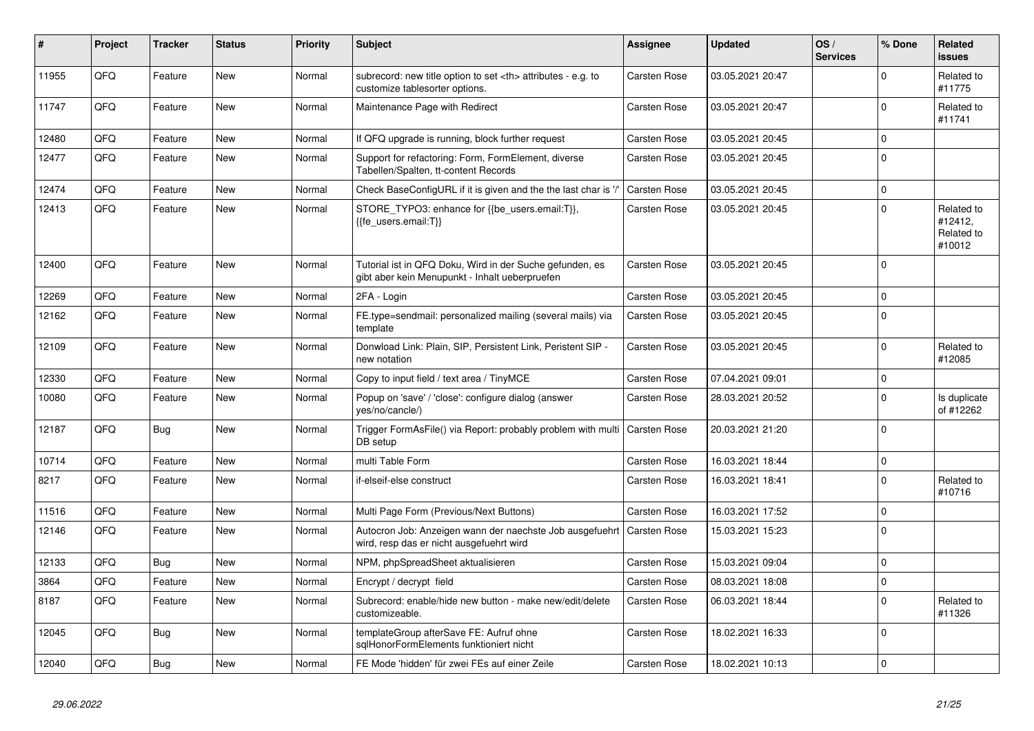| # | Project | Tracker | Status | Priority | Subject | Assignee | Updated | OS / Services | % Done | Related issues |
|---|---|---|---|---|---|---|---|---|---|---|
| 11955 | QFQ | Feature | New | Normal | subrecord: new title option to set <th> attributes - e.g. to customize tablesorter options. | Carsten Rose | 03.05.2021 20:47 | | 0 | Related to #11775 |
| 11747 | QFQ | Feature | New | Normal | Maintenance Page with Redirect | Carsten Rose | 03.05.2021 20:47 | | 0 | Related to #11741 |
| 12480 | QFQ | Feature | New | Normal | If QFQ upgrade is running, block further request | Carsten Rose | 03.05.2021 20:45 | | 0 | |
| 12477 | QFQ | Feature | New | Normal | Support for refactoring: Form, FormElement, diverse Tabellen/Spalten, tt-content Records | Carsten Rose | 03.05.2021 20:45 | | 0 | |
| 12474 | QFQ | Feature | New | Normal | Check BaseConfigURL if it is given and the the last char is '/' | Carsten Rose | 03.05.2021 20:45 | | 0 | |
| 12413 | QFQ | Feature | New | Normal | STORE_TYPO3: enhance for {{be_users.email:T}}, {{fe_users.email:T}} | Carsten Rose | 03.05.2021 20:45 | | 0 | Related to #12412, Related to #10012 |
| 12400 | QFQ | Feature | New | Normal | Tutorial ist in QFQ Doku, Wird in der Suche gefunden, es gibt aber kein Menupunkt - Inhalt ueberpruefen | Carsten Rose | 03.05.2021 20:45 | | 0 | |
| 12269 | QFQ | Feature | New | Normal | 2FA - Login | Carsten Rose | 03.05.2021 20:45 | | 0 | |
| 12162 | QFQ | Feature | New | Normal | FE.type=sendmail: personalized mailing (several mails) via template | Carsten Rose | 03.05.2021 20:45 | | 0 | |
| 12109 | QFQ | Feature | New | Normal | Donwload Link: Plain, SIP, Persistent Link, Peristent SIP - new notation | Carsten Rose | 03.05.2021 20:45 | | 0 | Related to #12085 |
| 12330 | QFQ | Feature | New | Normal | Copy to input field / text area / TinyMCE | Carsten Rose | 07.04.2021 09:01 | | 0 | |
| 10080 | QFQ | Feature | New | Normal | Popup on 'save' / 'close': configure dialog (answer yes/no/cancle/) | Carsten Rose | 28.03.2021 20:52 | | 0 | Is duplicate of #12262 |
| 12187 | QFQ | Bug | New | Normal | Trigger FormAsFile() via Report: probably problem with multi DB setup | Carsten Rose | 20.03.2021 21:20 | | 0 | |
| 10714 | QFQ | Feature | New | Normal | multi Table Form | Carsten Rose | 16.03.2021 18:44 | | 0 | |
| 8217 | QFQ | Feature | New | Normal | if-elseif-else construct | Carsten Rose | 16.03.2021 18:41 | | 0 | Related to #10716 |
| 11516 | QFQ | Feature | New | Normal | Multi Page Form (Previous/Next Buttons) | Carsten Rose | 16.03.2021 17:52 | | 0 | |
| 12146 | QFQ | Feature | New | Normal | Autocron Job: Anzeigen wann der naechste Job ausgefuehrt wird, resp das er nicht ausgefuehrt wird | Carsten Rose | 15.03.2021 15:23 | | 0 | |
| 12133 | QFQ | Bug | New | Normal | NPM, phpSpreadSheet aktualisieren | Carsten Rose | 15.03.2021 09:04 | | 0 | |
| 3864 | QFQ | Feature | New | Normal | Encrypt / decrypt field | Carsten Rose | 08.03.2021 18:08 | | 0 | |
| 8187 | QFQ | Feature | New | Normal | Subrecord: enable/hide new button - make new/edit/delete customizeable. | Carsten Rose | 06.03.2021 18:44 | | 0 | Related to #11326 |
| 12045 | QFQ | Bug | New | Normal | templateGroup afterSave FE: Aufruf ohne sqlHonorFormElements funktioniert nicht | Carsten Rose | 18.02.2021 16:33 | | 0 | |
| 12040 | QFQ | Bug | New | Normal | FE Mode 'hidden' für zwei FEs auf einer Zeile | Carsten Rose | 18.02.2021 10:13 | | 0 | |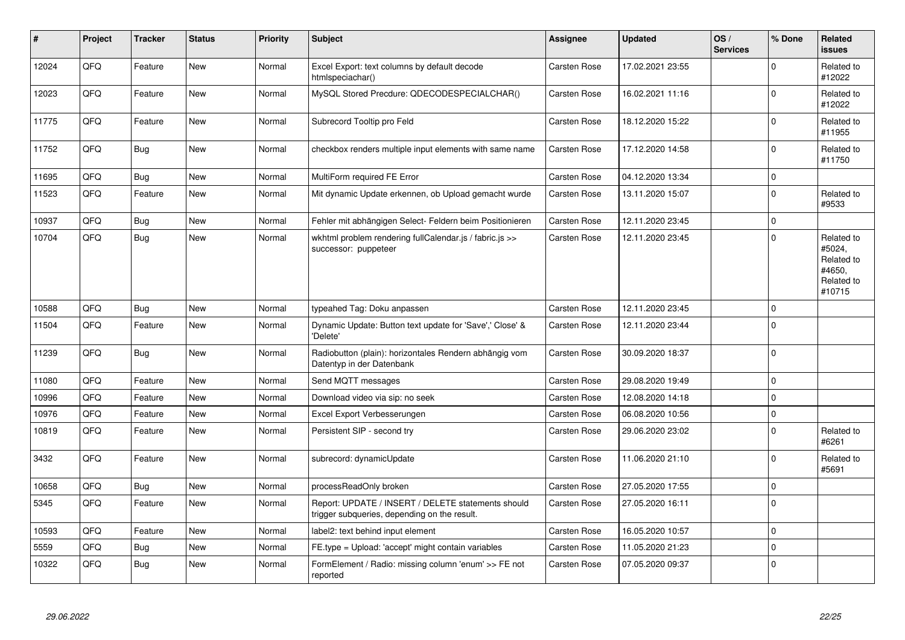| # | Project | Tracker | Status | Priority | Subject | Assignee | Updated | OS / Services | % Done | Related issues |
|---|---|---|---|---|---|---|---|---|---|---|
| 12024 | QFQ | Feature | New | Normal | Excel Export: text columns by default decode htmlspeciachar() | Carsten Rose | 17.02.2021 23:55 | | 0 | Related to #12022 |
| 12023 | QFQ | Feature | New | Normal | MySQL Stored Precdure: QDECODESPECIALCHAR() | Carsten Rose | 16.02.2021 11:16 | | 0 | Related to #12022 |
| 11775 | QFQ | Feature | New | Normal | Subrecord Tooltip pro Feld | Carsten Rose | 18.12.2020 15:22 | | 0 | Related to #11955 |
| 11752 | QFQ | Bug | New | Normal | checkbox renders multiple input elements with same name | Carsten Rose | 17.12.2020 14:58 | | 0 | Related to #11750 |
| 11695 | QFQ | Bug | New | Normal | MultiForm required FE Error | Carsten Rose | 04.12.2020 13:34 | | 0 | |
| 11523 | QFQ | Feature | New | Normal | Mit dynamic Update erkennen, ob Upload gemacht wurde | Carsten Rose | 13.11.2020 15:07 | | 0 | Related to #9533 |
| 10937 | QFQ | Bug | New | Normal | Fehler mit abhängigen Select- Feldern beim Positionieren | Carsten Rose | 12.11.2020 23:45 | | 0 | |
| 10704 | QFQ | Bug | New | Normal | wkhtml problem rendering fullCalendar.js / fabric.js >> successor: puppeteer | Carsten Rose | 12.11.2020 23:45 | | 0 | Related to #5024, Related to #4650, Related to #10715 |
| 10588 | QFQ | Bug | New | Normal | typeahed Tag: Doku anpassen | Carsten Rose | 12.11.2020 23:45 | | 0 | |
| 11504 | QFQ | Feature | New | Normal | Dynamic Update: Button text update for 'Save',' Close' & 'Delete' | Carsten Rose | 12.11.2020 23:44 | | 0 | |
| 11239 | QFQ | Bug | New | Normal | Radiobutton (plain): horizontales Rendern abhängig vom Datentyp in der Datenbank | Carsten Rose | 30.09.2020 18:37 | | 0 | |
| 11080 | QFQ | Feature | New | Normal | Send MQTT messages | Carsten Rose | 29.08.2020 19:49 | | 0 | |
| 10996 | QFQ | Feature | New | Normal | Download video via sip: no seek | Carsten Rose | 12.08.2020 14:18 | | 0 | |
| 10976 | QFQ | Feature | New | Normal | Excel Export Verbesserungen | Carsten Rose | 06.08.2020 10:56 | | 0 | |
| 10819 | QFQ | Feature | New | Normal | Persistent SIP - second try | Carsten Rose | 29.06.2020 23:02 | | 0 | Related to #6261 |
| 3432 | QFQ | Feature | New | Normal | subrecord: dynamicUpdate | Carsten Rose | 11.06.2020 21:10 | | 0 | Related to #5691 |
| 10658 | QFQ | Bug | New | Normal | processReadOnly broken | Carsten Rose | 27.05.2020 17:55 | | 0 | |
| 5345 | QFQ | Feature | New | Normal | Report: UPDATE / INSERT / DELETE statements should trigger subqueries, depending on the result. | Carsten Rose | 27.05.2020 16:11 | | 0 | |
| 10593 | QFQ | Feature | New | Normal | label2: text behind input element | Carsten Rose | 16.05.2020 10:57 | | 0 | |
| 5559 | QFQ | Bug | New | Normal | FE.type = Upload: 'accept' might contain variables | Carsten Rose | 11.05.2020 21:23 | | 0 | |
| 10322 | QFQ | Bug | New | Normal | FormElement / Radio: missing column 'enum' >> FE not reported | Carsten Rose | 07.05.2020 09:37 | | 0 | |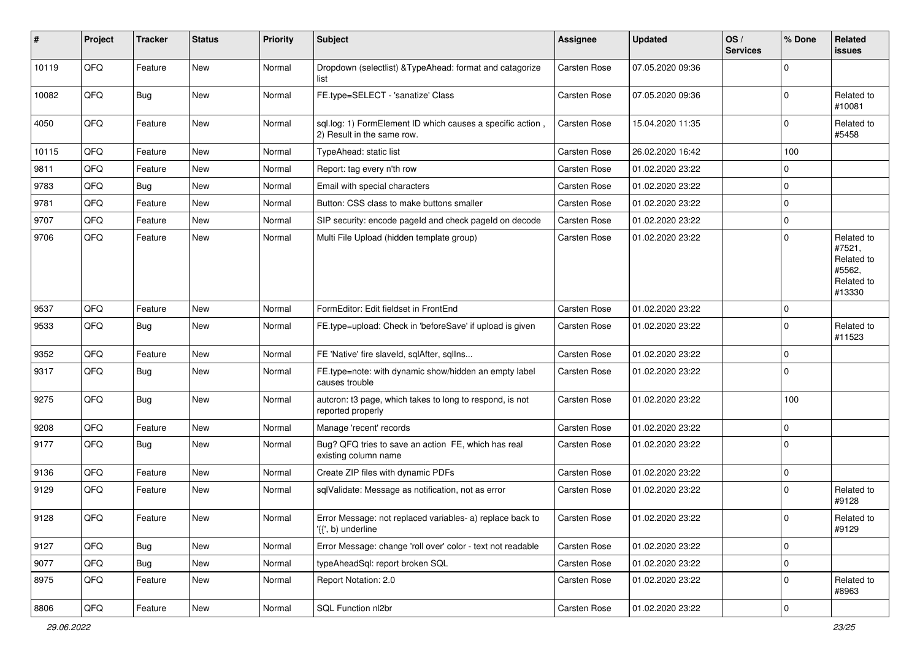| # | Project | Tracker | Status | Priority | Subject | Assignee | Updated | OS / Services | % Done | Related issues |
|---|---|---|---|---|---|---|---|---|---|---|
| 10119 | QFQ | Feature | New | Normal | Dropdown (selectlist) &TypeAhead: format and catagorize list | Carsten Rose | 07.05.2020 09:36 | | 0 | |
| 10082 | QFQ | Bug | New | Normal | FE.type=SELECT - 'sanatize' Class | Carsten Rose | 07.05.2020 09:36 | | 0 | Related to #10081 |
| 4050 | QFQ | Feature | New | Normal | sql.log: 1) FormElement ID which causes a specific action , 2) Result in the same row. | Carsten Rose | 15.04.2020 11:35 | | 0 | Related to #5458 |
| 10115 | QFQ | Feature | New | Normal | TypeAhead: static list | Carsten Rose | 26.02.2020 16:42 | | 100 | |
| 9811 | QFQ | Feature | New | Normal | Report: tag every n'th row | Carsten Rose | 01.02.2020 23:22 | | 0 | |
| 9783 | QFQ | Bug | New | Normal | Email with special characters | Carsten Rose | 01.02.2020 23:22 | | 0 | |
| 9781 | QFQ | Feature | New | Normal | Button: CSS class to make buttons smaller | Carsten Rose | 01.02.2020 23:22 | | 0 | |
| 9707 | QFQ | Feature | New | Normal | SIP security: encode pageId and check pageId on decode | Carsten Rose | 01.02.2020 23:22 | | 0 | |
| 9706 | QFQ | Feature | New | Normal | Multi File Upload (hidden template group) | Carsten Rose | 01.02.2020 23:22 | | 0 | Related to #7521, Related to #5562, Related to #13330 |
| 9537 | QFQ | Feature | New | Normal | FormEditor: Edit fieldset in FrontEnd | Carsten Rose | 01.02.2020 23:22 | | 0 | |
| 9533 | QFQ | Bug | New | Normal | FE.type=upload: Check in 'beforeSave' if upload is given | Carsten Rose | 01.02.2020 23:22 | | 0 | Related to #11523 |
| 9352 | QFQ | Feature | New | Normal | FE 'Native' fire slaveId, sqlAfter, sqlIns... | Carsten Rose | 01.02.2020 23:22 | | 0 | |
| 9317 | QFQ | Bug | New | Normal | FE.type=note: with dynamic show/hidden an empty label causes trouble | Carsten Rose | 01.02.2020 23:22 | | 0 | |
| 9275 | QFQ | Bug | New | Normal | autcron: t3 page, which takes to long to respond, is not reported properly | Carsten Rose | 01.02.2020 23:22 | | 100 | |
| 9208 | QFQ | Feature | New | Normal | Manage 'recent' records | Carsten Rose | 01.02.2020 23:22 | | 0 | |
| 9177 | QFQ | Bug | New | Normal | Bug? QFQ tries to save an action FE, which has real existing column name | Carsten Rose | 01.02.2020 23:22 | | 0 | |
| 9136 | QFQ | Feature | New | Normal | Create ZIP files with dynamic PDFs | Carsten Rose | 01.02.2020 23:22 | | 0 | |
| 9129 | QFQ | Feature | New | Normal | sqlValidate: Message as notification, not as error | Carsten Rose | 01.02.2020 23:22 | | 0 | Related to #9128 |
| 9128 | QFQ | Feature | New | Normal | Error Message: not replaced variables- a) replace back to '{{', b) underline | Carsten Rose | 01.02.2020 23:22 | | 0 | Related to #9129 |
| 9127 | QFQ | Bug | New | Normal | Error Message: change 'roll over' color - text not readable | Carsten Rose | 01.02.2020 23:22 | | 0 | |
| 9077 | QFQ | Bug | New | Normal | typeAheadSql: report broken SQL | Carsten Rose | 01.02.2020 23:22 | | 0 | |
| 8975 | QFQ | Feature | New | Normal | Report Notation: 2.0 | Carsten Rose | 01.02.2020 23:22 | | 0 | Related to #8963 |
| 8806 | QFQ | Feature | New | Normal | SQL Function nl2br | Carsten Rose | 01.02.2020 23:22 | | 0 | |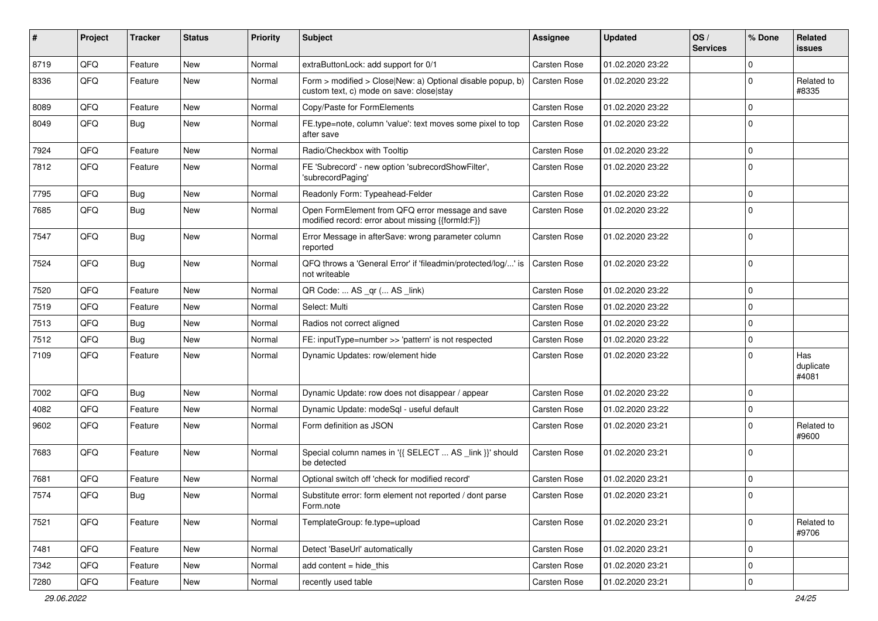| # | Project | Tracker | Status | Priority | Subject | Assignee | Updated | OS / Services | % Done | Related issues |
|---|---|---|---|---|---|---|---|---|---|---|
| 8719 | QFQ | Feature | New | Normal | extraButtonLock: add support for 0/1 | Carsten Rose | 01.02.2020 23:22 | | 0 | |
| 8336 | QFQ | Feature | New | Normal | Form > modified > Close\|New: a) Optional disable popup, b) custom text, c) mode on save: close\|stay | Carsten Rose | 01.02.2020 23:22 | | 0 | Related to #8335 |
| 8089 | QFQ | Feature | New | Normal | Copy/Paste for FormElements | Carsten Rose | 01.02.2020 23:22 | | 0 | |
| 8049 | QFQ | Bug | New | Normal | FE.type=note, column 'value': text moves some pixel to top after save | Carsten Rose | 01.02.2020 23:22 | | 0 | |
| 7924 | QFQ | Feature | New | Normal | Radio/Checkbox with Tooltip | Carsten Rose | 01.02.2020 23:22 | | 0 | |
| 7812 | QFQ | Feature | New | Normal | FE 'Subrecord' - new option 'subrecordShowFilter', 'subrecordPaging' | Carsten Rose | 01.02.2020 23:22 | | 0 | |
| 7795 | QFQ | Bug | New | Normal | Readonly Form: Typeahead-Felder | Carsten Rose | 01.02.2020 23:22 | | 0 | |
| 7685 | QFQ | Bug | New | Normal | Open FormElement from QFQ error message and save modified record: error about missing {{formId:F}} | Carsten Rose | 01.02.2020 23:22 | | 0 | |
| 7547 | QFQ | Bug | New | Normal | Error Message in afterSave: wrong parameter column reported | Carsten Rose | 01.02.2020 23:22 | | 0 | |
| 7524 | QFQ | Bug | New | Normal | QFQ throws a 'General Error' if 'fileadmin/protected/log/...' is not writeable | Carsten Rose | 01.02.2020 23:22 | | 0 | |
| 7520 | QFQ | Feature | New | Normal | QR Code: ... AS _qr (... AS _link) | Carsten Rose | 01.02.2020 23:22 | | 0 | |
| 7519 | QFQ | Feature | New | Normal | Select: Multi | Carsten Rose | 01.02.2020 23:22 | | 0 | |
| 7513 | QFQ | Bug | New | Normal | Radios not correct aligned | Carsten Rose | 01.02.2020 23:22 | | 0 | |
| 7512 | QFQ | Bug | New | Normal | FE: inputType=number >> 'pattern' is not respected | Carsten Rose | 01.02.2020 23:22 | | 0 | |
| 7109 | QFQ | Feature | New | Normal | Dynamic Updates: row/element hide | Carsten Rose | 01.02.2020 23:22 | | 0 | Has duplicate #4081 |
| 7002 | QFQ | Bug | New | Normal | Dynamic Update: row does not disappear / appear | Carsten Rose | 01.02.2020 23:22 | | 0 | |
| 4082 | QFQ | Feature | New | Normal | Dynamic Update: modeSql - useful default | Carsten Rose | 01.02.2020 23:22 | | 0 | |
| 9602 | QFQ | Feature | New | Normal | Form definition as JSON | Carsten Rose | 01.02.2020 23:21 | | 0 | Related to #9600 |
| 7683 | QFQ | Feature | New | Normal | Special column names in '{{ SELECT ... AS _link }}' should be detected | Carsten Rose | 01.02.2020 23:21 | | 0 | |
| 7681 | QFQ | Feature | New | Normal | Optional switch off 'check for modified record' | Carsten Rose | 01.02.2020 23:21 | | 0 | |
| 7574 | QFQ | Bug | New | Normal | Substitute error: form element not reported / dont parse Form.note | Carsten Rose | 01.02.2020 23:21 | | 0 | |
| 7521 | QFQ | Feature | New | Normal | TemplateGroup: fe.type=upload | Carsten Rose | 01.02.2020 23:21 | | 0 | Related to #9706 |
| 7481 | QFQ | Feature | New | Normal | Detect 'BaseUrl' automatically | Carsten Rose | 01.02.2020 23:21 | | 0 | |
| 7342 | QFQ | Feature | New | Normal | add content = hide_this | Carsten Rose | 01.02.2020 23:21 | | 0 | |
| 7280 | QFQ | Feature | New | Normal | recently used table | Carsten Rose | 01.02.2020 23:21 | | 0 | |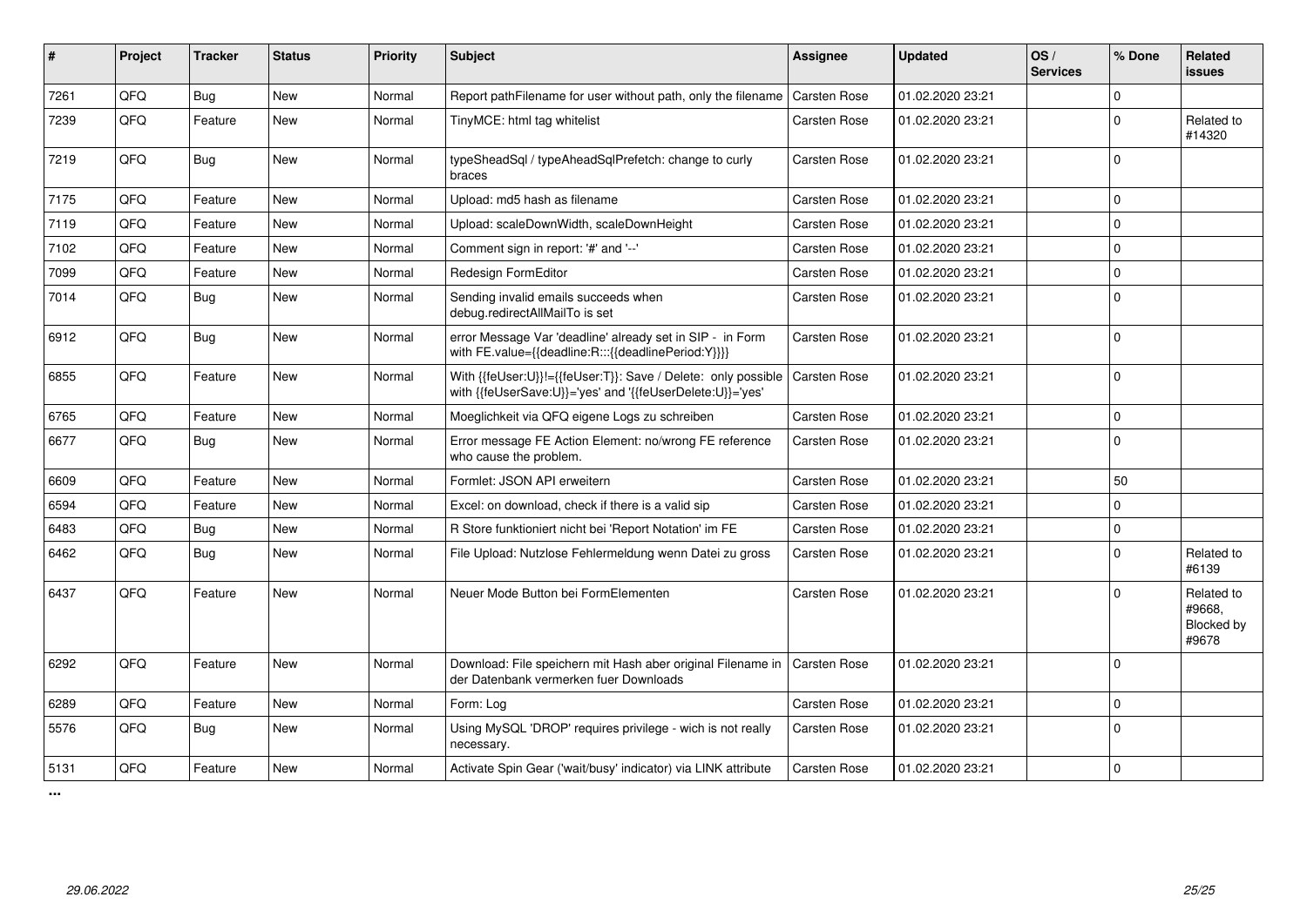| # | Project | Tracker | Status | Priority | Subject | Assignee | Updated | OS / Services | % Done | Related issues |
|---|---|---|---|---|---|---|---|---|---|---|
| 7261 | QFQ | Bug | New | Normal | Report pathFilename for user without path, only the filename | Carsten Rose | 01.02.2020 23:21 | | 0 | |
| 7239 | QFQ | Feature | New | Normal | TinyMCE: html tag whitelist | Carsten Rose | 01.02.2020 23:21 | | 0 | Related to #14320 |
| 7219 | QFQ | Bug | New | Normal | typeSheadSql / typeAheadSqlPrefetch: change to curly braces | Carsten Rose | 01.02.2020 23:21 | | 0 | |
| 7175 | QFQ | Feature | New | Normal | Upload: md5 hash as filename | Carsten Rose | 01.02.2020 23:21 | | 0 | |
| 7119 | QFQ | Feature | New | Normal | Upload: scaleDownWidth, scaleDownHeight | Carsten Rose | 01.02.2020 23:21 | | 0 | |
| 7102 | QFQ | Feature | New | Normal | Comment sign in report: '#' and '--' | Carsten Rose | 01.02.2020 23:21 | | 0 | |
| 7099 | QFQ | Feature | New | Normal | Redesign FormEditor | Carsten Rose | 01.02.2020 23:21 | | 0 | |
| 7014 | QFQ | Bug | New | Normal | Sending invalid emails succeeds when debug.redirectAllMailTo is set | Carsten Rose | 01.02.2020 23:21 | | 0 | |
| 6912 | QFQ | Bug | New | Normal | error Message Var 'deadline' already set in SIP - in Form with FE.value={{deadline:R:::{{deadlinePeriod:Y}}}} | Carsten Rose | 01.02.2020 23:21 | | 0 | |
| 6855 | QFQ | Feature | New | Normal | With {{feUser:U}}!={{feUser:T}}: Save / Delete: only possible with {{feUserSave:U}}='yes' and '{{feUserDelete:U}}='yes' | Carsten Rose | 01.02.2020 23:21 | | 0 | |
| 6765 | QFQ | Feature | New | Normal | Moeglichkeit via QFQ eigene Logs zu schreiben | Carsten Rose | 01.02.2020 23:21 | | 0 | |
| 6677 | QFQ | Bug | New | Normal | Error message FE Action Element: no/wrong FE reference who cause the problem. | Carsten Rose | 01.02.2020 23:21 | | 0 | |
| 6609 | QFQ | Feature | New | Normal | Formlet: JSON API erweitern | Carsten Rose | 01.02.2020 23:21 | | 50 | |
| 6594 | QFQ | Feature | New | Normal | Excel: on download, check if there is a valid sip | Carsten Rose | 01.02.2020 23:21 | | 0 | |
| 6483 | QFQ | Bug | New | Normal | R Store funktioniert nicht bei 'Report Notation' im FE | Carsten Rose | 01.02.2020 23:21 | | 0 | |
| 6462 | QFQ | Bug | New | Normal | File Upload: Nutzlose Fehlermeldung wenn Datei zu gross | Carsten Rose | 01.02.2020 23:21 | | 0 | Related to #6139 |
| 6437 | QFQ | Feature | New | Normal | Neuer Mode Button bei FormElementen | Carsten Rose | 01.02.2020 23:21 | | 0 | Related to #9668, Blocked by #9678 |
| 6292 | QFQ | Feature | New | Normal | Download: File speichern mit Hash aber original Filename in der Datenbank vermerken fuer Downloads | Carsten Rose | 01.02.2020 23:21 | | 0 | |
| 6289 | QFQ | Feature | New | Normal | Form: Log | Carsten Rose | 01.02.2020 23:21 | | 0 | |
| 5576 | QFQ | Bug | New | Normal | Using MySQL 'DROP' requires privilege - wich is not really necessary. | Carsten Rose | 01.02.2020 23:21 | | 0 | |
| 5131 | QFQ | Feature | New | Normal | Activate Spin Gear ('wait/busy' indicator) via LINK attribute | Carsten Rose | 01.02.2020 23:21 | | 0 | |

...